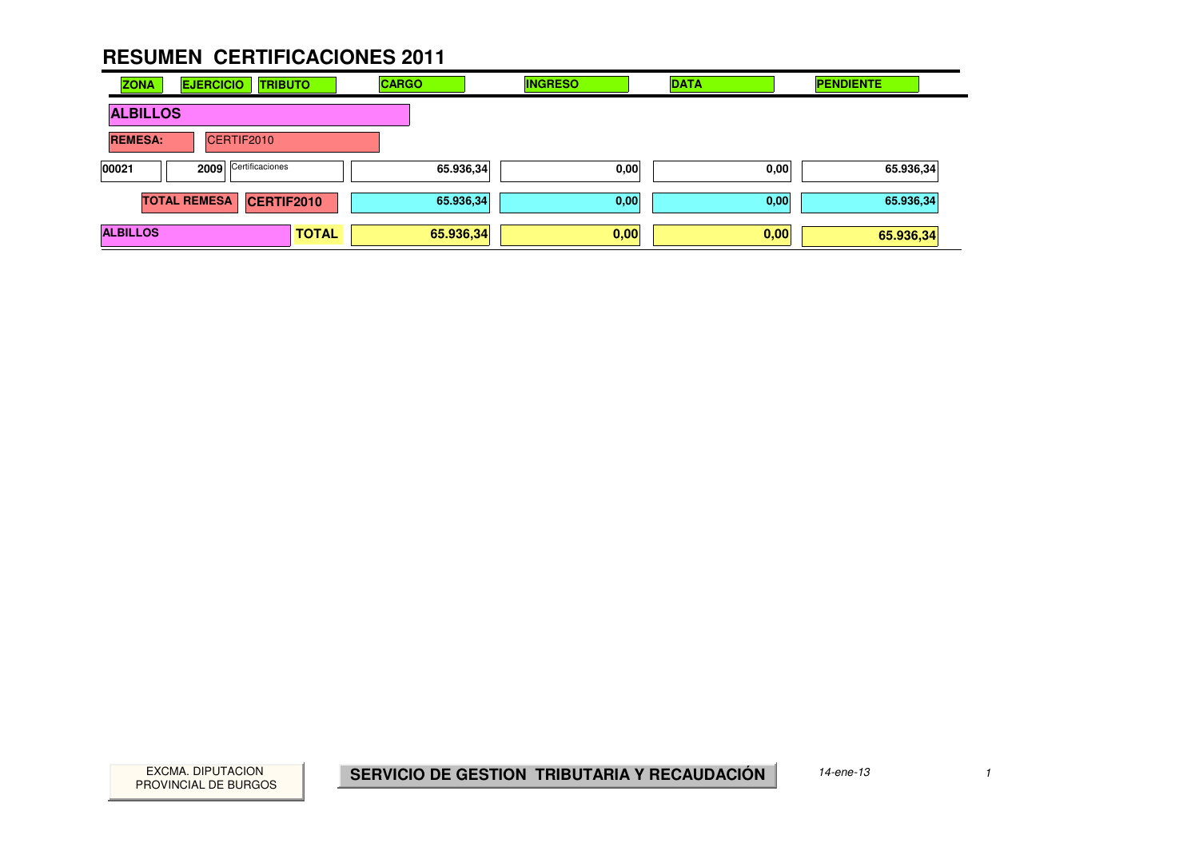# RESUMEN CERTIFICACIONES 2011

| ZONA | EJERCICIO | TRIBUTO | CARGO | INGRESO | DATA | PENDIENTE |
|---|---|---|---|---|---|---|
| **ALBILLOS** | | | | | | |
| **REMESA:** | CERTIF2010 | | | | | |
| 00021 | 2009 | Certificaciones | 65.936,34 | 0,00 | 0,00 | 65.936,34 |
| | **TOTAL REMESA** | **CERTIF2010** | **65.936,34** | **0,00** | **0,00** | **65.936,34** |
| **ALBILLOS** | | **TOTAL** | **65.936,34** | **0,00** | **0,00** | **65.936,34** |

EXCMA. DIPUTACION PROVINCIAL DE BURGOS

**SERVICIO DE GESTION TRIBUTARIA Y RECAUDACIÓN**

*14-ene-13*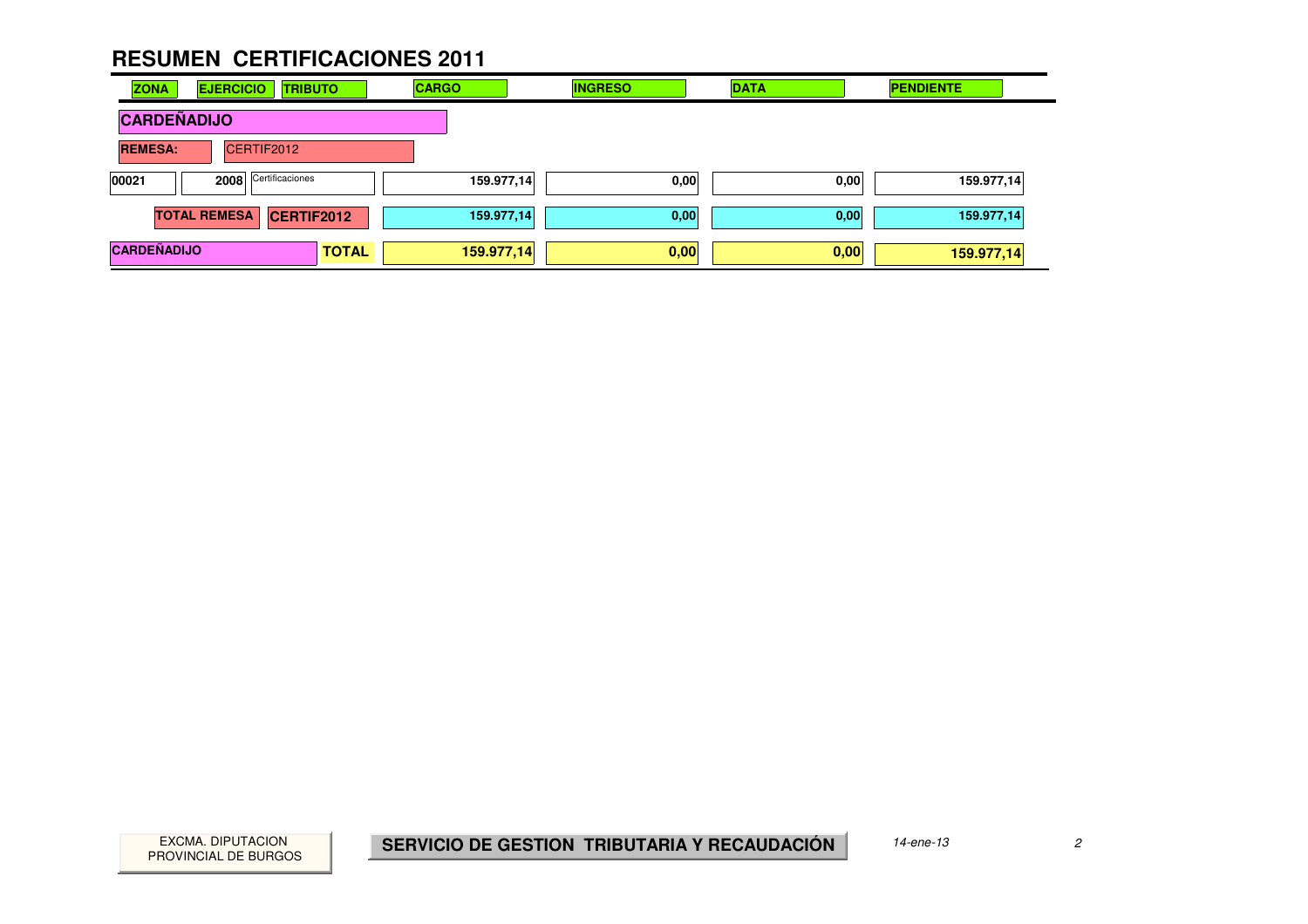# RESUMEN CERTIFICACIONES 2011

| ZONA | EJERCICIO | TRIBUTO | CARGO | INGRESO | DATA | PENDIENTE |
|---|---|---|---|---|---|---|
| **CARDEÑADIJO** | | | | | | |
| **REMESA:** | CERTIF2012 | | | | | |
| 00021 | 2008 | Certificaciones | 159.977,14 | 0,00 | 0,00 | 159.977,14 |
| | **TOTAL REMESA** | **CERTIF2012** | **159.977,14** | **0,00** | **0,00** | **159.977,14** |
| **CARDEÑADIJO** | | **TOTAL** | **159.977,14** | **0,00** | **0,00** | **159.977,14** |

EXCMA. DIPUTACION PROVINCIAL DE BURGOS

**SERVICIO DE GESTION TRIBUTARIA Y RECAUDACIÓN**

*14-ene-13*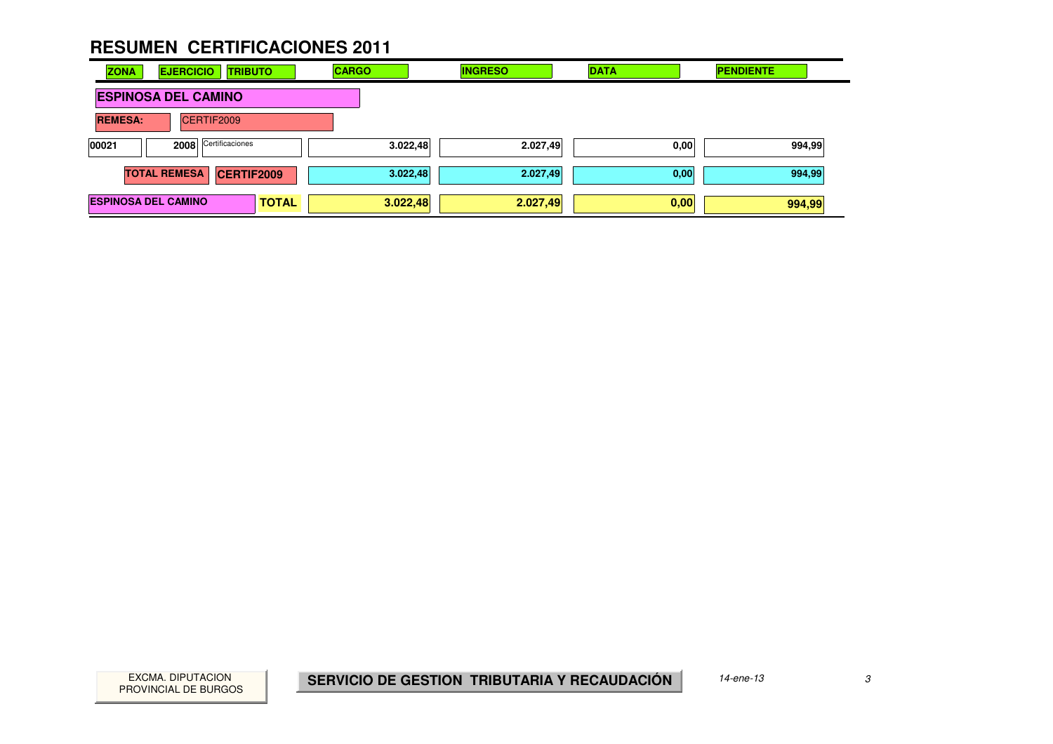# RESUMEN CERTIFICACIONES 2011

| ZONA | EJERCICIO | TRIBUTO | CARGO | INGRESO | DATA | PENDIENTE |
|---|---|---|---|---|---|---|
| **ESPINOSA DEL CAMINO** | | | | | | |
| **REMESA:** | CERTIF2009 | | | | | |
| 00021 | 2008 | Certificaciones | 3.022,48 | 2.027,49 | 0,00 | 994,99 |
| | **TOTAL REMESA** | **CERTIF2009** | **3.022,48** | **2.027,49** | **0,00** | **994,99** |
| **ESPINOSA DEL CAMINO** | | **TOTAL** | **3.022,48** | **2.027,49** | **0,00** | **994,99** |

EXCMA. DIPUTACION PROVINCIAL DE BURGOS

**SERVICIO DE GESTION TRIBUTARIA Y RECAUDACIÓN**

*14-ene-13*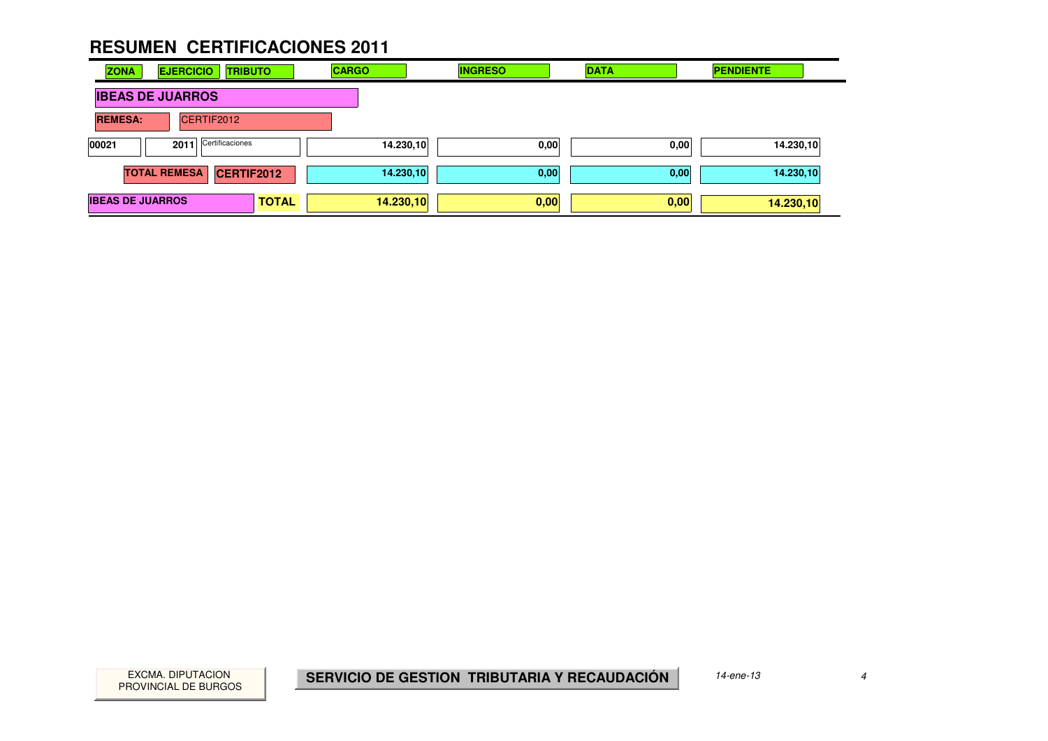# RESUMEN CERTIFICACIONES 2011

| ZONA | EJERCICIO | TRIBUTO | CARGO | INGRESO | DATA | PENDIENTE |
|---|---|---|---|---|---|---|
| **IBEAS DE JUARROS** | | | | | | |
| **REMESA:** | CERTIF2012 | | | | | |
| 00021 | 2011 | Certificaciones | 14.230,10 | 0,00 | 0,00 | 14.230,10 |
| **TOTAL REMESA** | **CERTIF2012** | | **14.230,10** | **0,00** | **0,00** | **14.230,10** |
| **IBEAS DE JUARROS** | | **TOTAL** | **14.230,10** | **0,00** | **0,00** | **14.230,10** |

EXCMA. DIPUTACION PROVINCIAL DE BURGOS

**SERVICIO DE GESTION TRIBUTARIA Y RECAUDACIÓN**

*14-ene-13*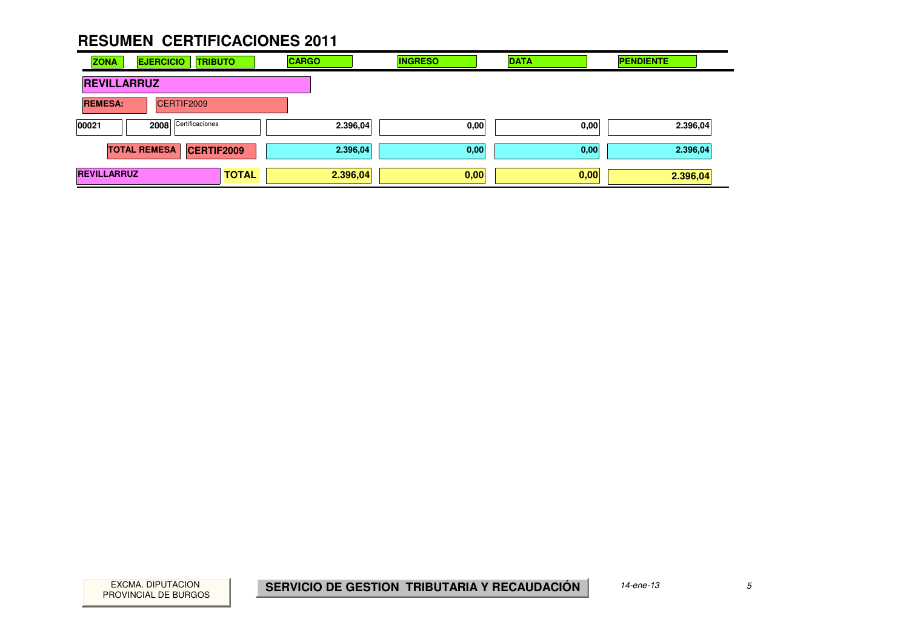# RESUMEN CERTIFICACIONES 2011

| ZONA | EJERCICIO | TRIBUTO | CARGO | INGRESO | DATA | PENDIENTE |
|---|---|---|---|---|---|---|
| **REVILLARRUZ** | | | | | | |
| **REMESA:** | CERTIF2009 | | | | | |
| 00021 | 2008 | Certificaciones | 2.396,04 | 0,00 | 0,00 | 2.396,04 |
| | **TOTAL REMESA** | **CERTIF2009** | 2.396,04 | 0,00 | 0,00 | 2.396,04 |
| **REVILLARRUZ** | | **TOTAL** | **2.396,04** | **0,00** | **0,00** | **2.396,04** |

EXCMA. DIPUTACION PROVINCIAL DE BURGOS

**SERVICIO DE GESTION TRIBUTARIA Y RECAUDACIÓN**

*14-ene-13*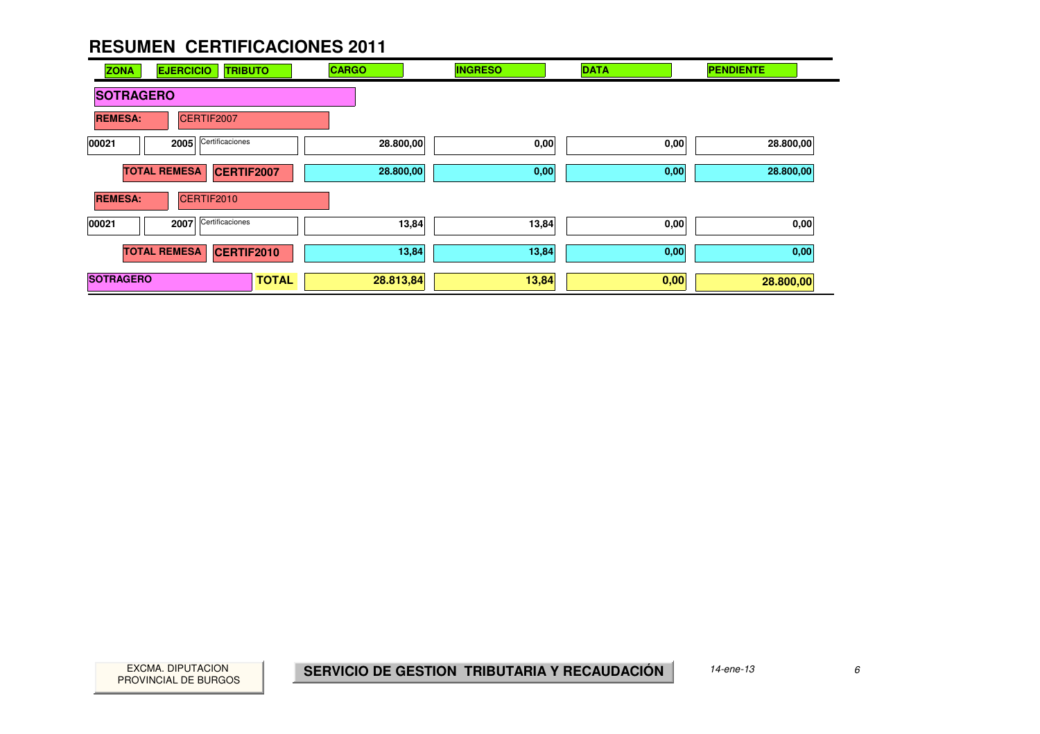# RESUMEN CERTIFICACIONES 2011

| ZONA | EJERCICIO | TRIBUTO | CARGO | INGRESO | DATA | PENDIENTE |
|---|---|---|---|---|---|---|
| **SOTRAGERO** | | | | | | |
| **REMESA:** | CERTIF2007 | | | | | |
| 00021 | 2005 | Certificaciones | 28.800,00 | 0,00 | 0,00 | 28.800,00 |
| | **TOTAL REMESA** | **CERTIF2007** | 28.800,00 | 0,00 | 0,00 | 28.800,00 |
| **REMESA:** | CERTIF2010 | | | | | |
| 00021 | 2007 | Certificaciones | 13,84 | 13,84 | 0,00 | 0,00 |
| | **TOTAL REMESA** | **CERTIF2010** | 13,84 | 13,84 | 0,00 | 0,00 |
| **SOTRAGERO** | | **TOTAL** | **28.813,84** | **13,84** | **0,00** | **28.800,00** |

EXCMA. DIPUTACION PROVINCIAL DE BURGOS

**SERVICIO DE GESTION TRIBUTARIA Y RECAUDACIÓN**

*14-ene-13*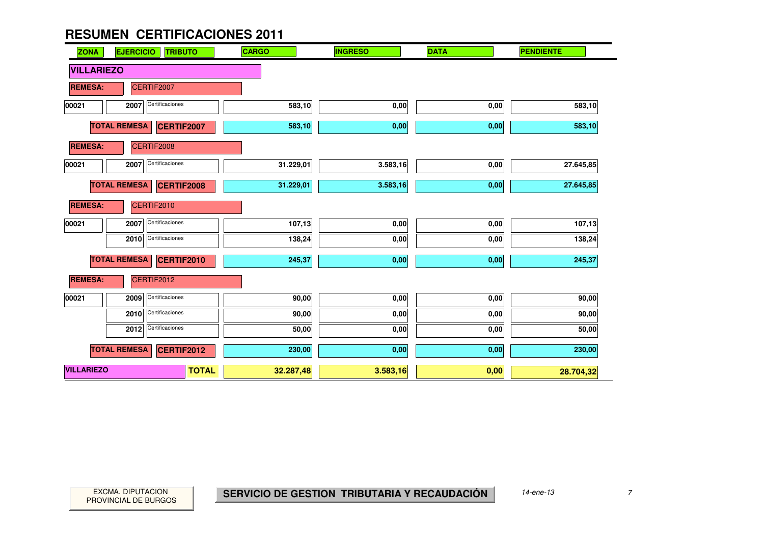# RESUMEN CERTIFICACIONES 2011

| ZONA | EJERCICIO | TRIBUTO | CARGO | INGRESO | DATA | PENDIENTE |
|---|---|---|---|---|---|---|
| **VILLARIEZO** | | | | | | |
| **REMESA:** | CERTIF2007 | | | | | |
| 00021 | 2007 | Certificaciones | 583,10 | 0,00 | 0,00 | 583,10 |
| **TOTAL REMESA** | **CERTIF2007** | | **583,10** | **0,00** | **0,00** | **583,10** |
| **REMESA:** | CERTIF2008 | | | | | |
| 00021 | 2007 | Certificaciones | 31.229,01 | 3.583,16 | 0,00 | 27.645,85 |
| **TOTAL REMESA** | **CERTIF2008** | | **31.229,01** | **3.583,16** | **0,00** | **27.645,85** |
| **REMESA:** | CERTIF2010 | | | | | |
| 00021 | 2007 | Certificaciones | 107,13 | 0,00 | 0,00 | 107,13 |
| | 2010 | Certificaciones | 138,24 | 0,00 | 0,00 | 138,24 |
| **TOTAL REMESA** | **CERTIF2010** | | **245,37** | **0,00** | **0,00** | **245,37** |
| **REMESA:** | CERTIF2012 | | | | | |
| 00021 | 2009 | Certificaciones | 90,00 | 0,00 | 0,00 | 90,00 |
| | 2010 | Certificaciones | 90,00 | 0,00 | 0,00 | 90,00 |
| | 2012 | Certificaciones | 50,00 | 0,00 | 0,00 | 50,00 |
| **TOTAL REMESA** | **CERTIF2012** | | **230,00** | **0,00** | **0,00** | **230,00** |
| **VILLARIEZO** | | **TOTAL** | **32.287,48** | **3.583,16** | **0,00** | **28.704,32** |

EXCMA. DIPUTACION PROVINCIAL DE BURGOS

**SERVICIO DE GESTION TRIBUTARIA Y RECAUDACIÓN**

*14-ene-13*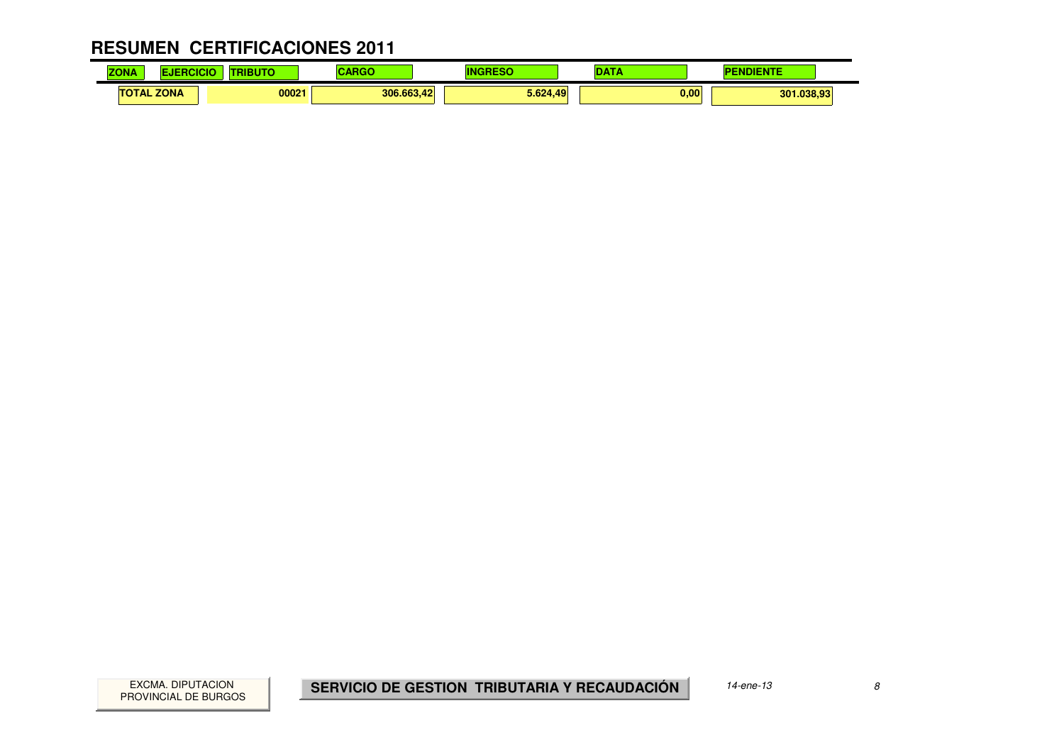# RESUMEN CERTIFICACIONES 2011

| ZONA | EJERCICIO | TRIBUTO | CARGO | INGRESO | DATA | PENDIENTE |
|---|---|---|---|---|---|---|
| TOTAL ZONA | | 00021 | 306.663,42 | 5.624,49 | 0,00 | 301.038,93 |

EXCMA. DIPUTACION PROVINCIAL DE BURGOS

**SERVICIO DE GESTION TRIBUTARIA Y RECAUDACIÓN**

*14-ene-13*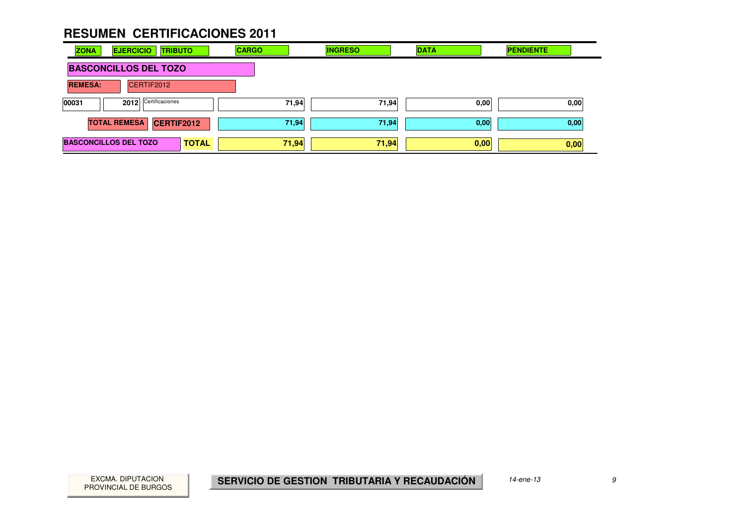# RESUMEN CERTIFICACIONES 2011

| ZONA | EJERCICIO | TRIBUTO | CARGO | INGRESO | DATA | PENDIENTE |
|---|---|---|---|---|---|---|
| **BASCONCILLOS DEL TOZO** | | | | | | |
| **REMESA:** | CERTIF2012 | | | | | |
| 00031 | 2012 | Certificaciones | 71,94 | 71,94 | 0,00 | 0,00 |
| **TOTAL REMESA** | | **CERTIF2012** | 71,94 | 71,94 | 0,00 | 0,00 |
| **BASCONCILLOS DEL TOZO** | | **TOTAL** | **71,94** | **71,94** | **0,00** | **0,00** |

EXCMA. DIPUTACION PROVINCIAL DE BURGOS

**SERVICIO DE GESTION TRIBUTARIA Y RECAUDACIÓN**

*14-ene-13*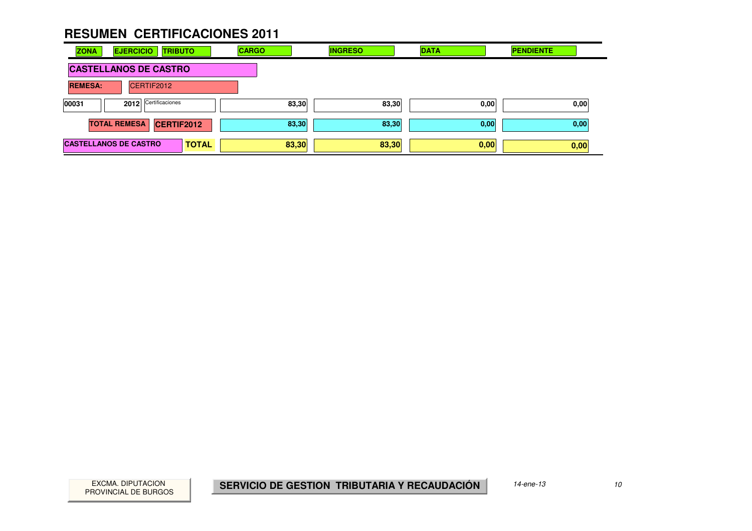# RESUMEN CERTIFICACIONES 2011

| ZONA | EJERCICIO | TRIBUTO | CARGO | INGRESO | DATA | PENDIENTE |
|---|---|---|---|---|---|---|
| **CASTELLANOS DE CASTRO** | | | | | | |
| **REMESA:** CERTIF2012 | | | | | | |
| 00031 | 2012 | Certificaciones | 83,30 | 83,30 | 0,00 | 0,00 |
| **TOTAL REMESA** | **CERTIF2012** | | **83,30** | **83,30** | **0,00** | **0,00** |
| **CASTELLANOS DE CASTRO** | | **TOTAL** | **83,30** | **83,30** | **0,00** | **0,00** |

EXCMA. DIPUTACION PROVINCIAL DE BURGOS

**SERVICIO DE GESTION TRIBUTARIA Y RECAUDACIÓN**

*14-ene-13*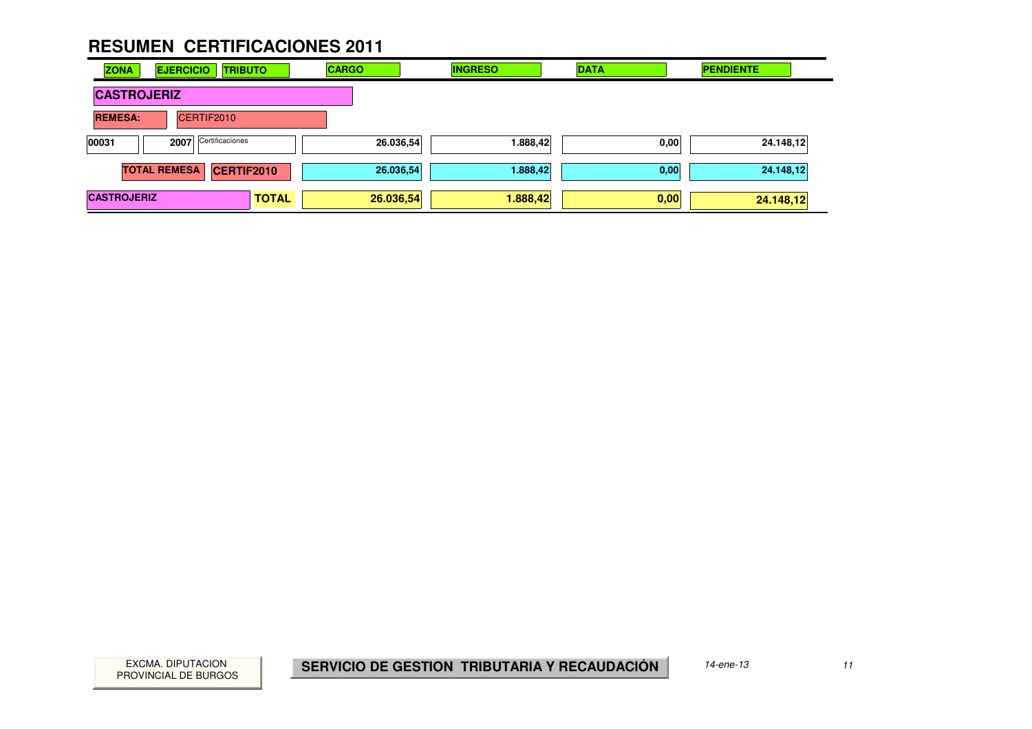# RESUMEN CERTIFICACIONES 2011

| ZONA | EJERCICIO | TRIBUTO | CARGO | INGRESO | DATA | PENDIENTE |
|---|---|---|---|---|---|---|
| **CASTROJERIZ** | | | | | | |
| **REMESA:** | CERTIF2010 | | | | | |
| 00031 | 2007 | Certificaciones | 26.036,54 | 1.888,42 | 0,00 | 24.148,12 |
| **TOTAL REMESA** | **CERTIF2010** | | 26.036,54 | 1.888,42 | 0,00 | 24.148,12 |
| **CASTROJERIZ** | | **TOTAL** | **26.036,54** | **1.888,42** | **0,00** | **24.148,12** |

EXCMA. DIPUTACION PROVINCIAL DE BURGOS

**SERVICIO DE GESTION TRIBUTARIA Y RECAUDACIÓN**

*14-ene-13*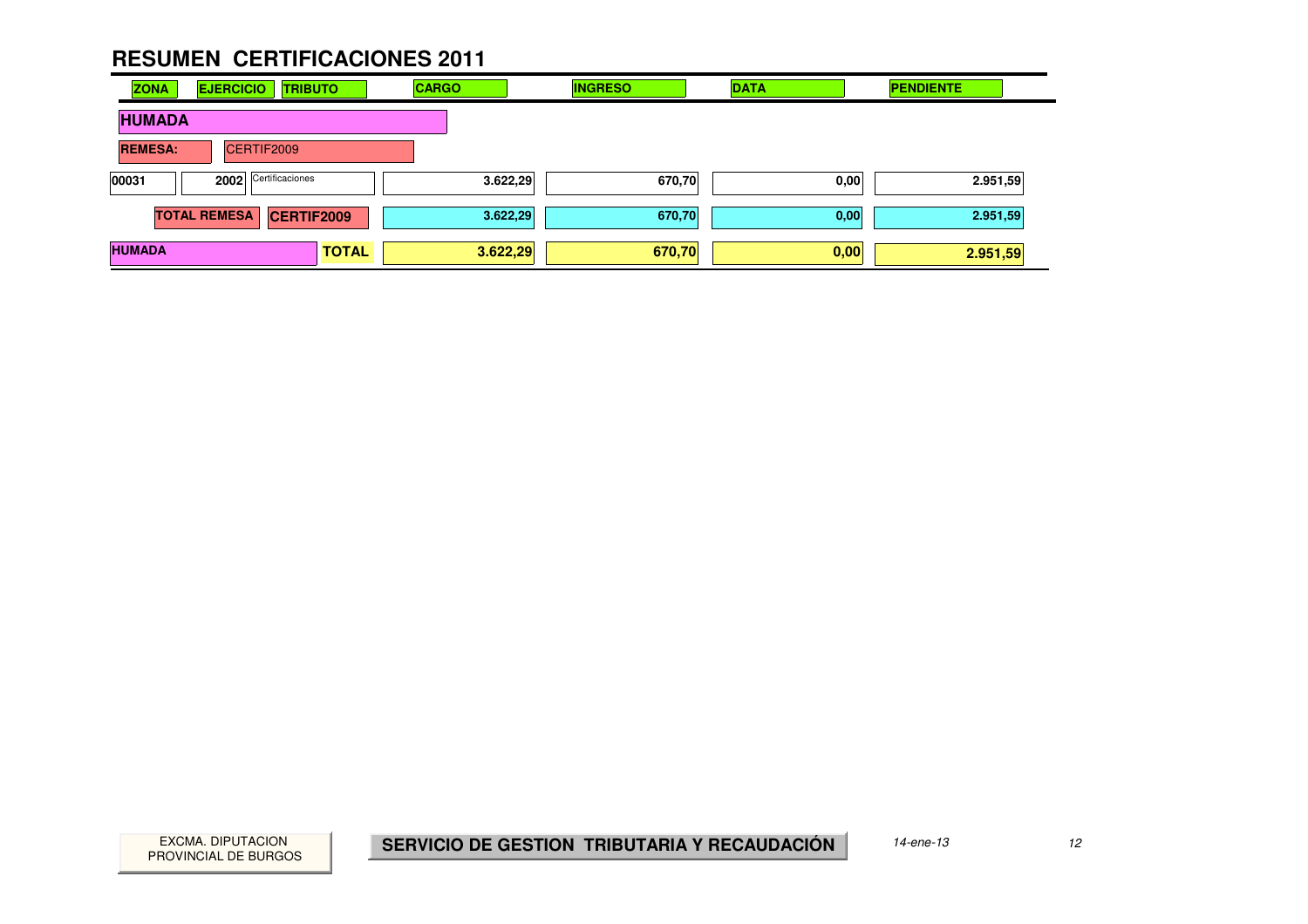# RESUMEN CERTIFICACIONES 2011

| ZONA | EJERCICIO | TRIBUTO | CARGO | INGRESO | DATA | PENDIENTE |
| --- | --- | --- | --- | --- | --- | --- |
| **HUMADA** | | | | | | |
| **REMESA:** | CERTIF2009 | | | | | |
| 00031 | 2002 | Certificaciones | 3.622,29 | 670,70 | 0,00 | 2.951,59 |
| **TOTAL REMESA** | **CERTIF2009** | | **3.622,29** | **670,70** | **0,00** | **2.951,59** |
| **HUMADA** | | **TOTAL** | **3.622,29** | **670,70** | **0,00** | **2.951,59** |

EXCMA. DIPUTACION PROVINCIAL DE BURGOS

**SERVICIO DE GESTION TRIBUTARIA Y RECAUDACIÓN**

*14-ene-13*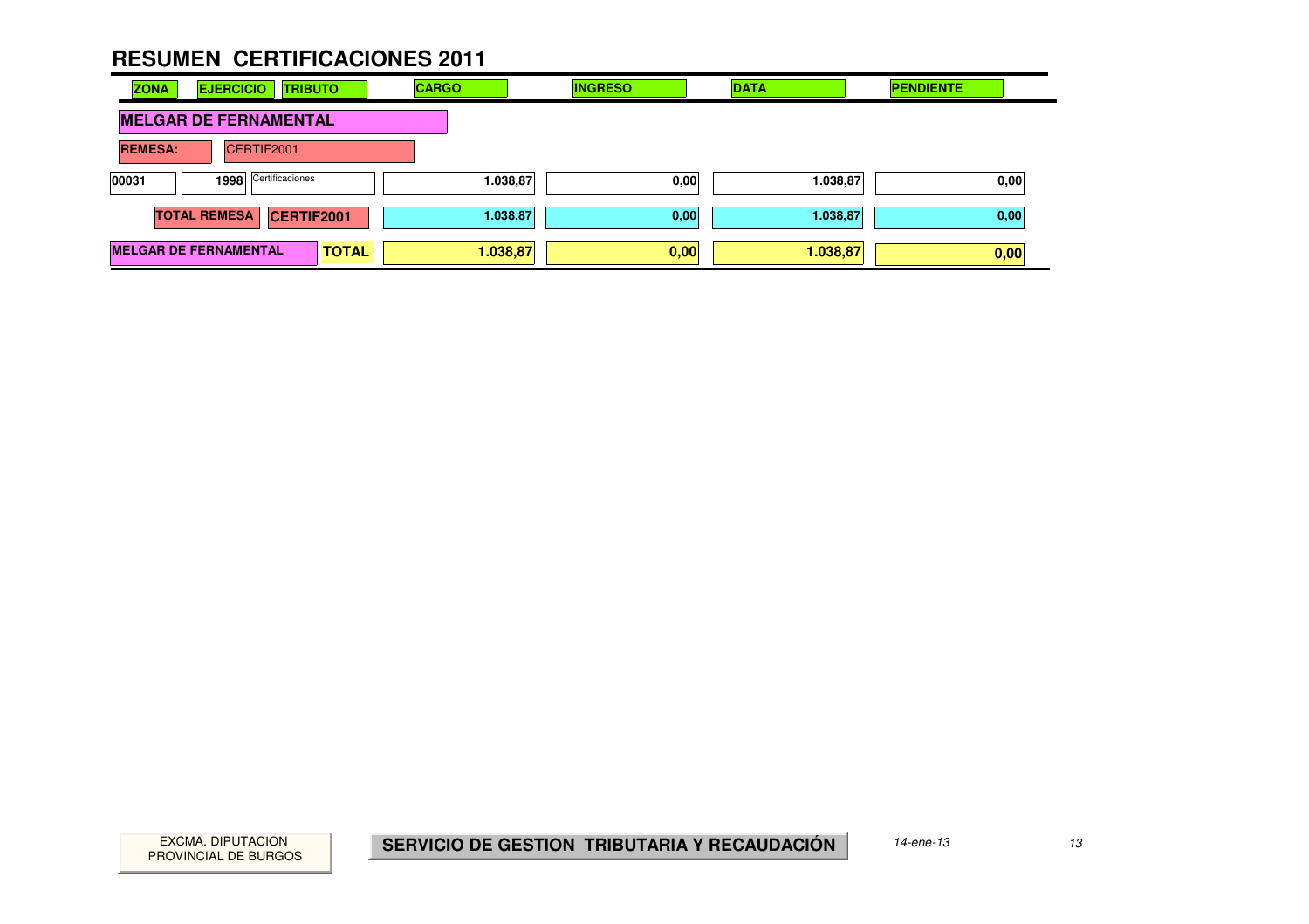# RESUMEN CERTIFICACIONES 2011

| ZONA | EJERCICIO | TRIBUTO | CARGO | INGRESO | DATA | PENDIENTE |
|---|---|---|---|---|---|---|
| **MELGAR DE FERNAMENTAL** | | | | | | |
| **REMESA:** CERTIF2001 | | | | | | |
| 00031 | 1998 | Certificaciones | 1.038,87 | 0,00 | 1.038,87 | 0,00 |
| | **TOTAL REMESA** | **CERTIF2001** | **1.038,87** | **0,00** | **1.038,87** | **0,00** |
| **MELGAR DE FERNAMENTAL** | | **TOTAL** | **1.038,87** | **0,00** | **1.038,87** | **0,00** |

EXCMA. DIPUTACION PROVINCIAL DE BURGOS

**SERVICIO DE GESTION TRIBUTARIA Y RECAUDACIÓN**

*14-ene-13*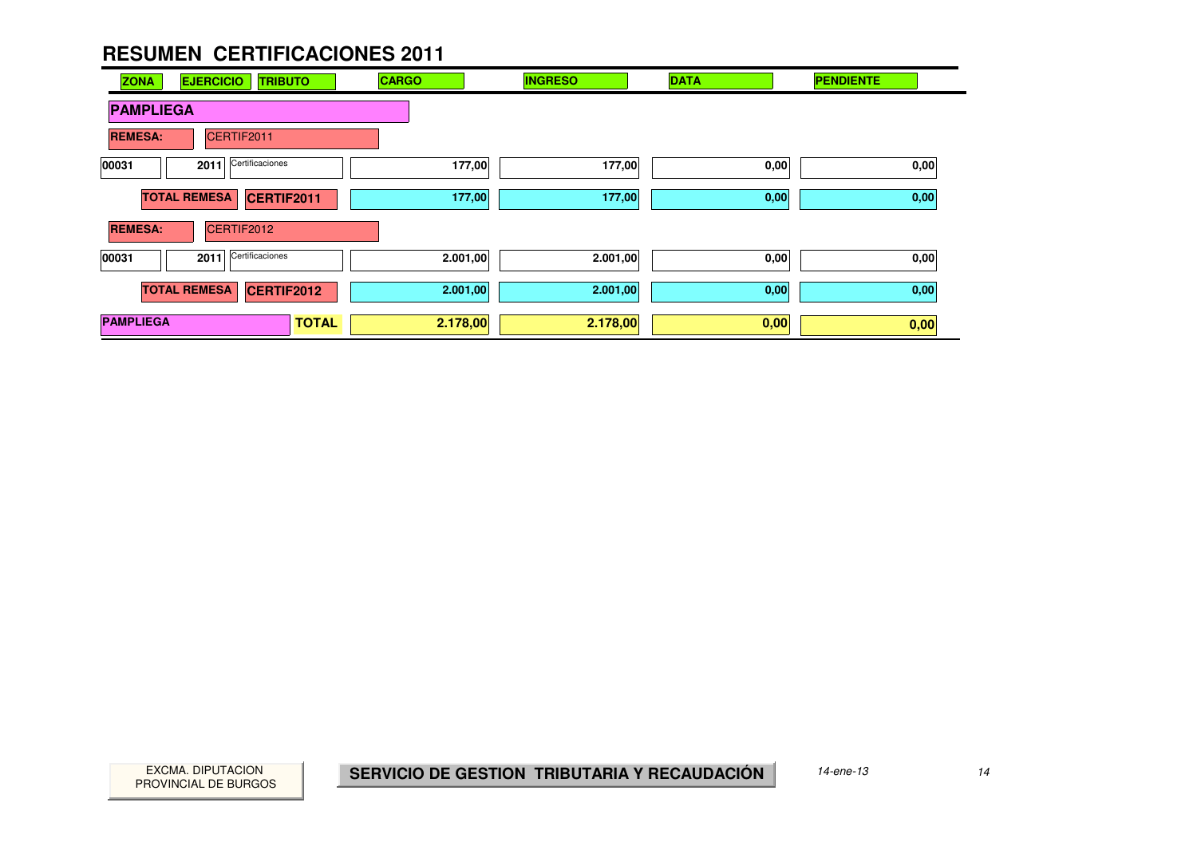# RESUMEN CERTIFICACIONES 2011

| ZONA | EJERCICIO | TRIBUTO | CARGO | INGRESO | DATA | PENDIENTE |
|---|---|---|---|---|---|---|
| **PAMPLIEGA** | | | | | | |
| **REMESA:** | CERTIF2011 | | | | | |
| 00031 | 2011 | Certificaciones | 177,00 | 177,00 | 0,00 | 0,00 |
| **TOTAL REMESA** | **CERTIF2011** | | 177,00 | 177,00 | 0,00 | 0,00 |
| **REMESA:** | CERTIF2012 | | | | | |
| 00031 | 2011 | Certificaciones | 2.001,00 | 2.001,00 | 0,00 | 0,00 |
| **TOTAL REMESA** | **CERTIF2012** | | 2.001,00 | 2.001,00 | 0,00 | 0,00 |
| **PAMPLIEGA** | | **TOTAL** | **2.178,00** | **2.178,00** | **0,00** | **0,00** |

EXCMA. DIPUTACION PROVINCIAL DE BURGOS

**SERVICIO DE GESTION TRIBUTARIA Y RECAUDACIÓN**

*14-ene-13*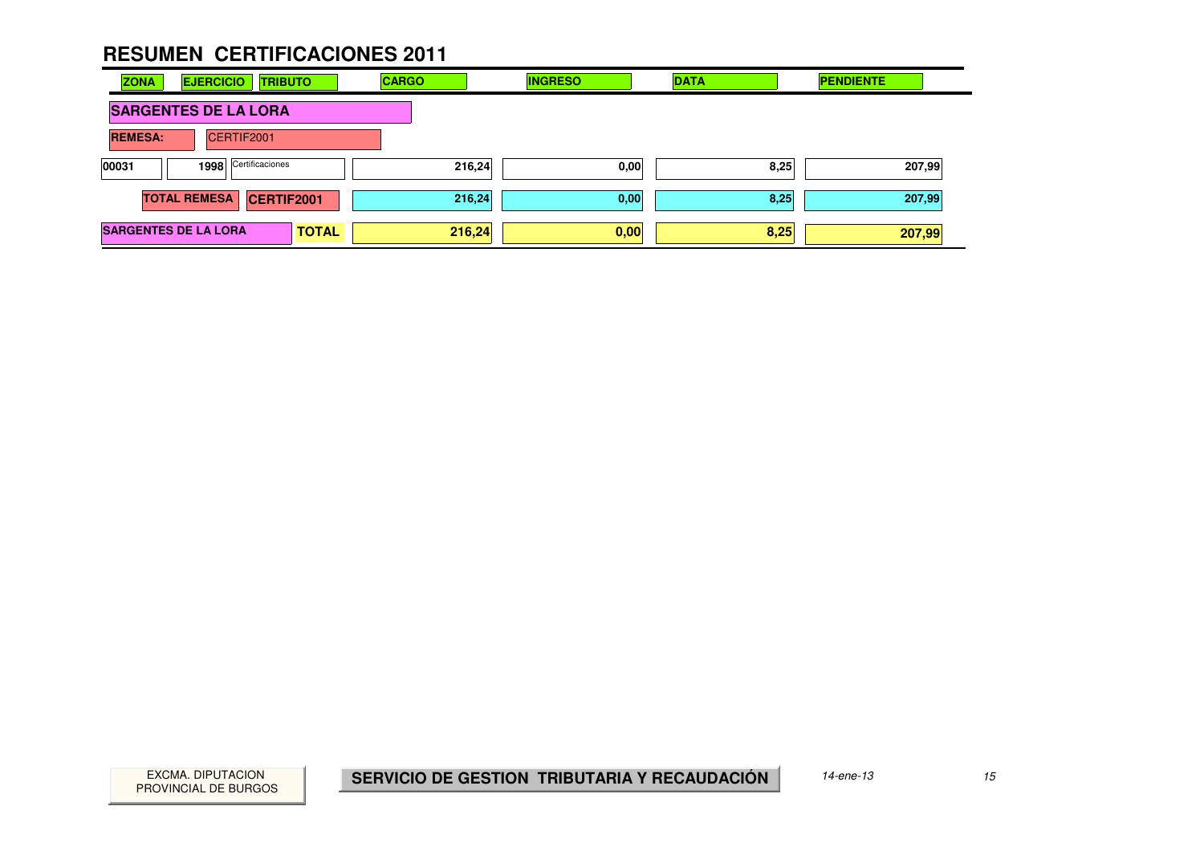# RESUMEN CERTIFICACIONES 2011

| ZONA | EJERCICIO | TRIBUTO | CARGO | INGRESO | DATA | PENDIENTE |
|---|---|---|---|---|---|---|
| **SARGENTES DE LA LORA** | | | | | | |
| **REMESA:** | CERTIF2001 | | | | | |
| 00031 | 1998 | Certificaciones | 216,24 | 0,00 | 8,25 | 207,99 |
| **TOTAL REMESA** | | **CERTIF2001** | **216,24** | **0,00** | **8,25** | **207,99** |
| **SARGENTES DE LA LORA** | | **TOTAL** | **216,24** | **0,00** | **8,25** | **207,99** |

EXCMA. DIPUTACION PROVINCIAL DE BURGOS

**SERVICIO DE GESTION TRIBUTARIA Y RECAUDACIÓN**

*14-ene-13*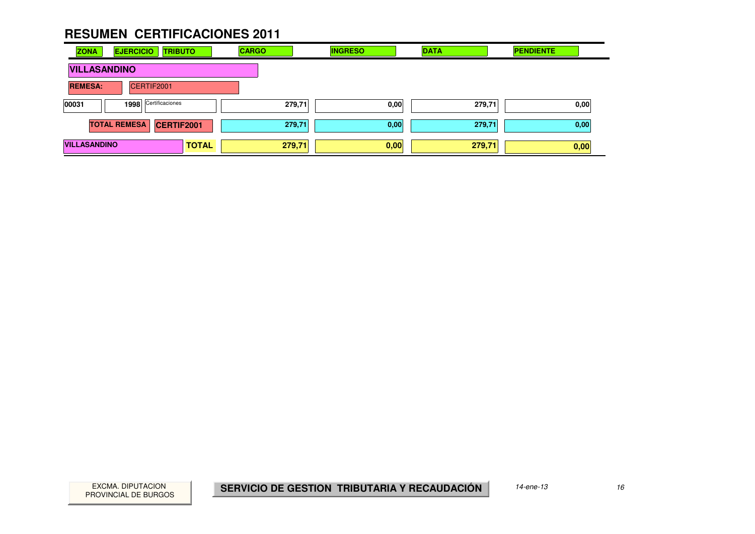# RESUMEN CERTIFICACIONES 2011

| ZONA | EJERCICIO | TRIBUTO | CARGO | INGRESO | DATA | PENDIENTE |
|---|---|---|---|---|---|---|
| **VILLASANDINO** | | | | | | |
| **REMESA:** | CERTIF2001 | | | | | |
| 00031 | 1998 | Certificaciones | 279,71 | 0,00 | 279,71 | 0,00 |
| | **TOTAL REMESA** | **CERTIF2001** | 279,71 | 0,00 | 279,71 | 0,00 |
| **VILLASANDINO** | | **TOTAL** | **279,71** | **0,00** | **279,71** | **0,00** |

EXCMA. DIPUTACION PROVINCIAL DE BURGOS

**SERVICIO DE GESTION TRIBUTARIA Y RECAUDACIÓN**

*14-ene-13*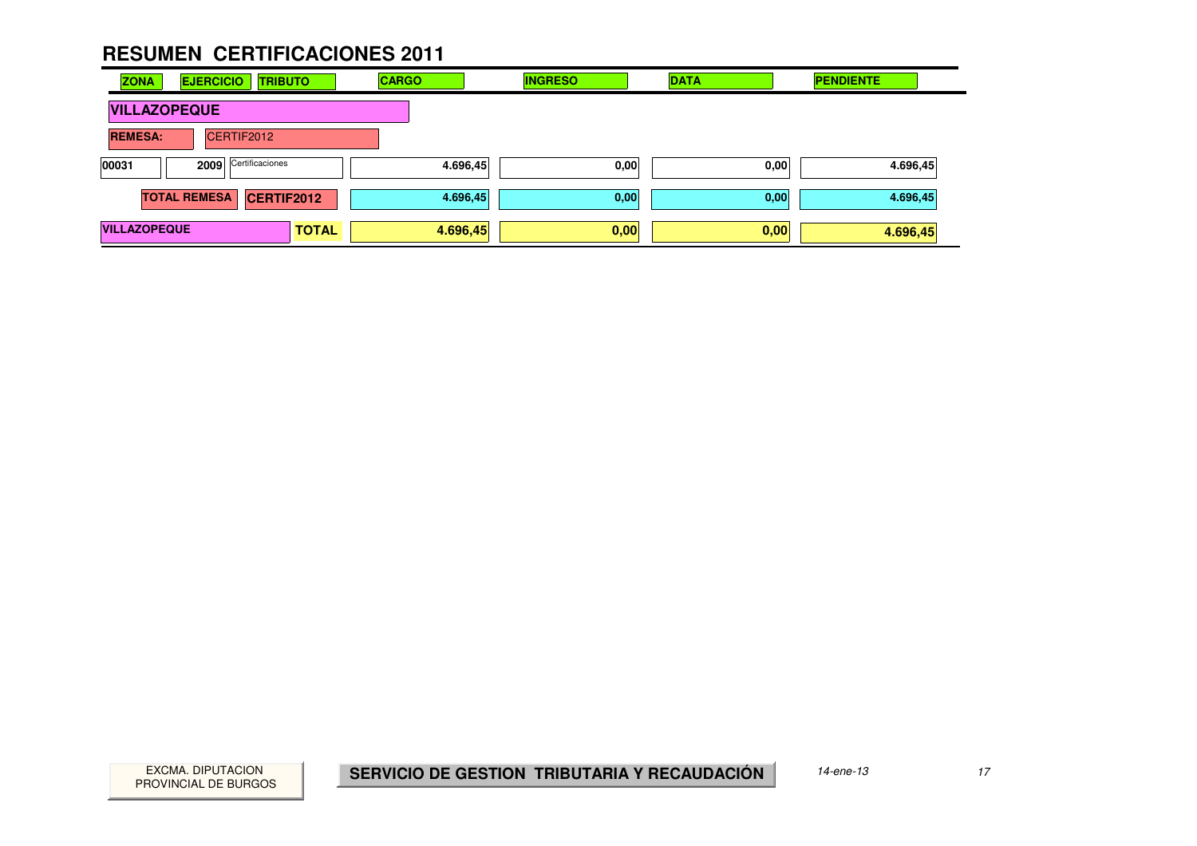# RESUMEN CERTIFICACIONES 2011

| ZONA | EJERCICIO | TRIBUTO | CARGO | INGRESO | DATA | PENDIENTE |
|---|---|---|---|---|---|---|
| **VILLAZOPEQUE** | | | | | | |
| **REMESA:** | CERTIF2012 | | | | | |
| 00031 | 2009 | Certificaciones | 4.696,45 | 0,00 | 0,00 | 4.696,45 |
| | **TOTAL REMESA** | **CERTIF2012** | 4.696,45 | 0,00 | 0,00 | 4.696,45 |
| **VILLAZOPEQUE** | | **TOTAL** | **4.696,45** | **0,00** | **0,00** | **4.696,45** |

EXCMA. DIPUTACION PROVINCIAL DE BURGOS

**SERVICIO DE GESTION TRIBUTARIA Y RECAUDACIÓN**

*14-ene-13*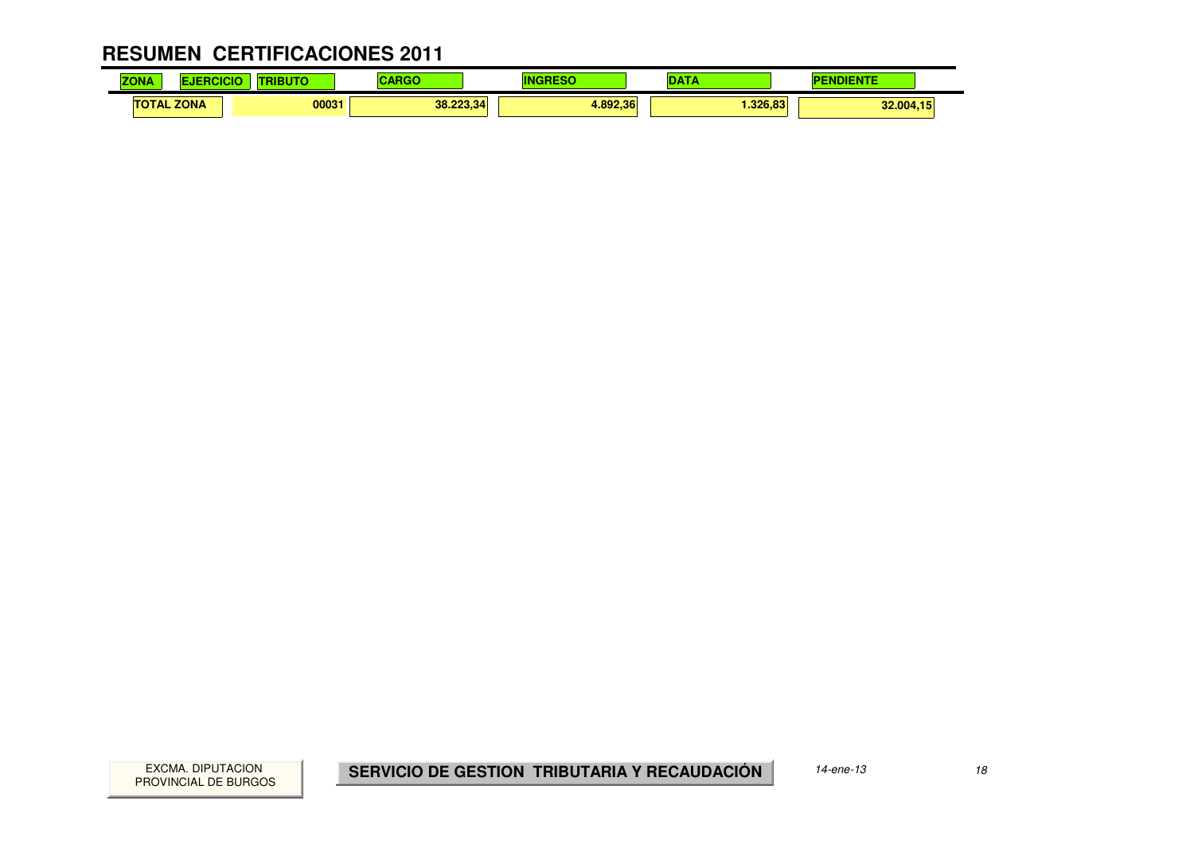# RESUMEN CERTIFICACIONES 2011

| ZONA | EJERCICIO | TRIBUTO | CARGO | INGRESO | DATA | PENDIENTE |
|---|---|---|---|---|---|---|
| TOTAL ZONA | | 00031 | 38.223,34 | 4.892,36 | 1.326,83 | 32.004,15 |

EXCMA. DIPUTACION PROVINCIAL DE BURGOS

**SERVICIO DE GESTION TRIBUTARIA Y RECAUDACIÓN**

*14-ene-13*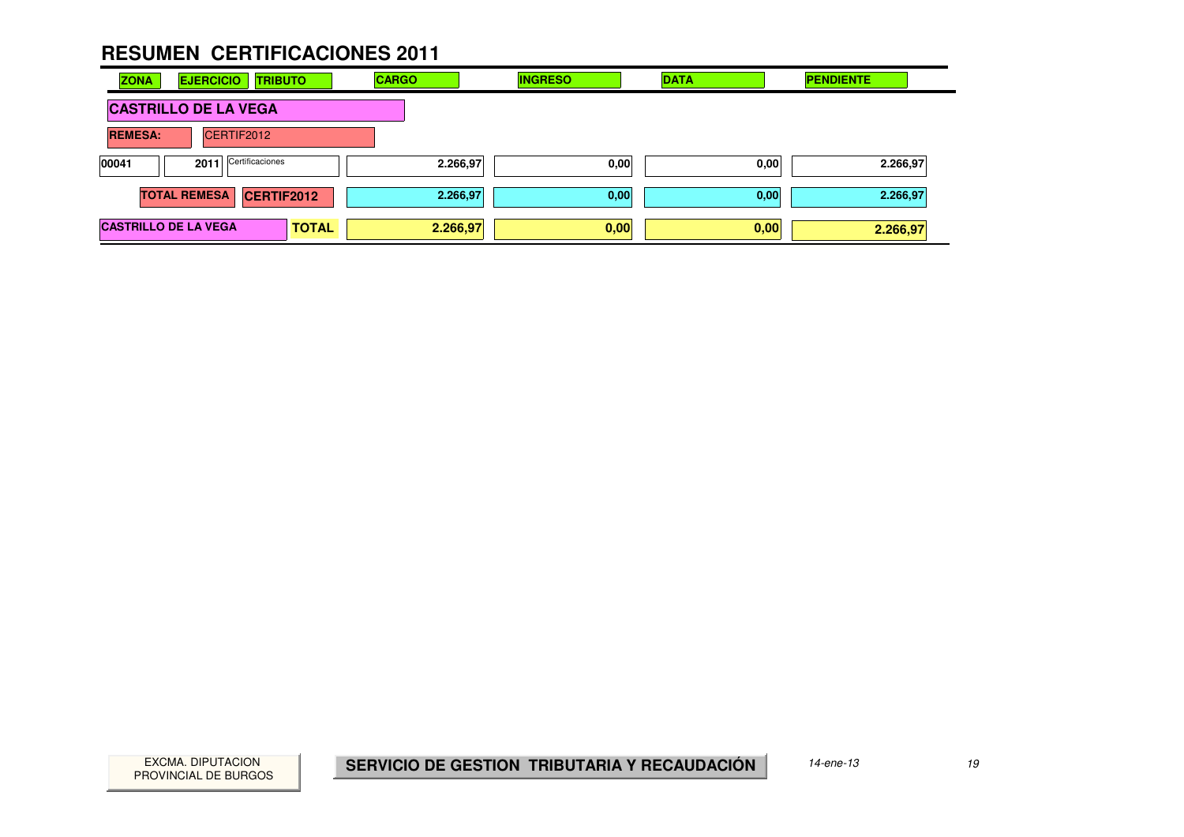# RESUMEN CERTIFICACIONES 2011

| ZONA | EJERCICIO | TRIBUTO | CARGO | INGRESO | DATA | PENDIENTE |
|---|---|---|---|---|---|---|
| **CASTRILLO DE LA VEGA** | | | | | | |
| **REMESA:** | CERTIF2012 | | | | | |
| 00041 | 2011 | Certificaciones | 2.266,97 | 0,00 | 0,00 | 2.266,97 |
| **TOTAL REMESA** | **CERTIF2012** | | **2.266,97** | **0,00** | **0,00** | **2.266,97** |
| **CASTRILLO DE LA VEGA** | | **TOTAL** | **2.266,97** | **0,00** | **0,00** | **2.266,97** |

EXCMA. DIPUTACION PROVINCIAL DE BURGOS

**SERVICIO DE GESTION TRIBUTARIA Y RECAUDACIÓN**

*14-ene-13*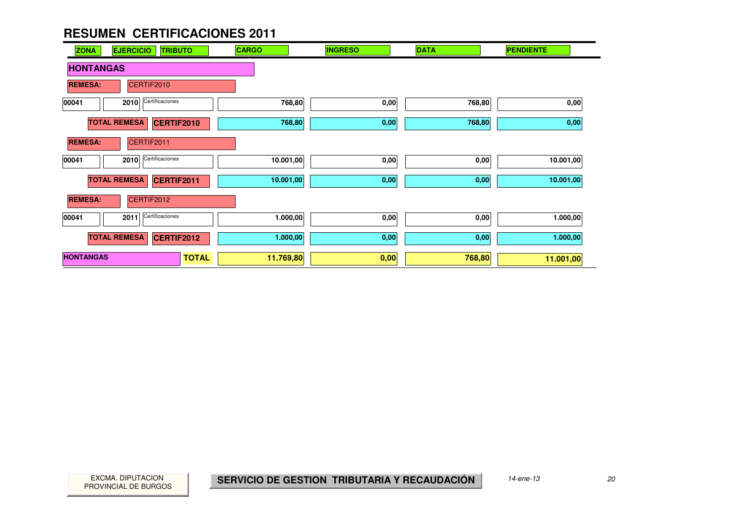# RESUMEN CERTIFICACIONES 2011

| ZONA | EJERCICIO | TRIBUTO | CARGO | INGRESO | DATA | PENDIENTE |
|---|---|---|---|---|---|---|
| **HONTANGAS** | | | | | | |
| **REMESA:** | CERTIF2010 | | | | | |
| 00041 | 2010 | Certificaciones | 768,80 | 0,00 | 768,80 | 0,00 |
| | **TOTAL REMESA** | **CERTIF2010** | 768,80 | 0,00 | 768,80 | 0,00 |
| **REMESA:** | CERTIF2011 | | | | | |
| 00041 | 2010 | Certificaciones | 10.001,00 | 0,00 | 0,00 | 10.001,00 |
| | **TOTAL REMESA** | **CERTIF2011** | 10.001,00 | 0,00 | 0,00 | 10.001,00 |
| **REMESA:** | CERTIF2012 | | | | | |
| 00041 | 2011 | Certificaciones | 1.000,00 | 0,00 | 0,00 | 1.000,00 |
| | **TOTAL REMESA** | **CERTIF2012** | 1.000,00 | 0,00 | 0,00 | 1.000,00 |
| **HONTANGAS** | | **TOTAL** | **11.769,80** | **0,00** | **768,80** | **11.001,00** |

EXCMA. DIPUTACION PROVINCIAL DE BURGOS

**SERVICIO DE GESTION TRIBUTARIA Y RECAUDACIÓN**

*14-ene-13*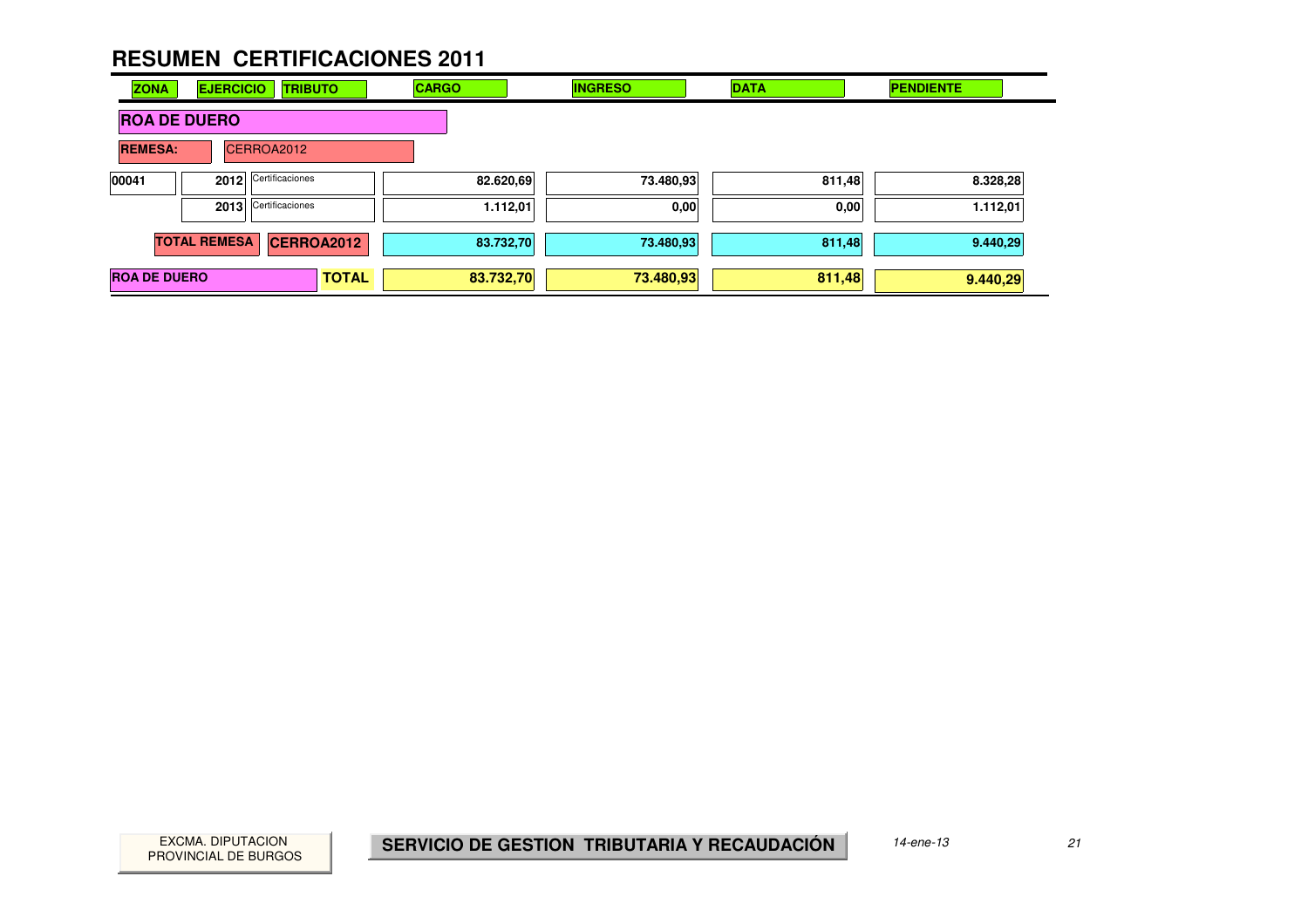# RESUMEN CERTIFICACIONES 2011

| ZONA | EJERCICIO | TRIBUTO | CARGO | INGRESO | DATA | PENDIENTE |
|---|---|---|---|---|---|---|
| **ROA DE DUERO** | | | | | | |
| **REMESA:** | CERROA2012 | | | | | |
| 00041 | 2012 | Certificaciones | 82.620,69 | 73.480,93 | 811,48 | 8.328,28 |
| | 2013 | Certificaciones | 1.112,01 | 0,00 | 0,00 | 1.112,01 |
| **TOTAL REMESA** | | **CERROA2012** | **83.732,70** | **73.480,93** | **811,48** | **9.440,29** |
| **ROA DE DUERO** | | **TOTAL** | **83.732,70** | **73.480,93** | **811,48** | **9.440,29** |

EXCMA. DIPUTACION PROVINCIAL DE BURGOS

**SERVICIO DE GESTION TRIBUTARIA Y RECAUDACIÓN**

*14-ene-13*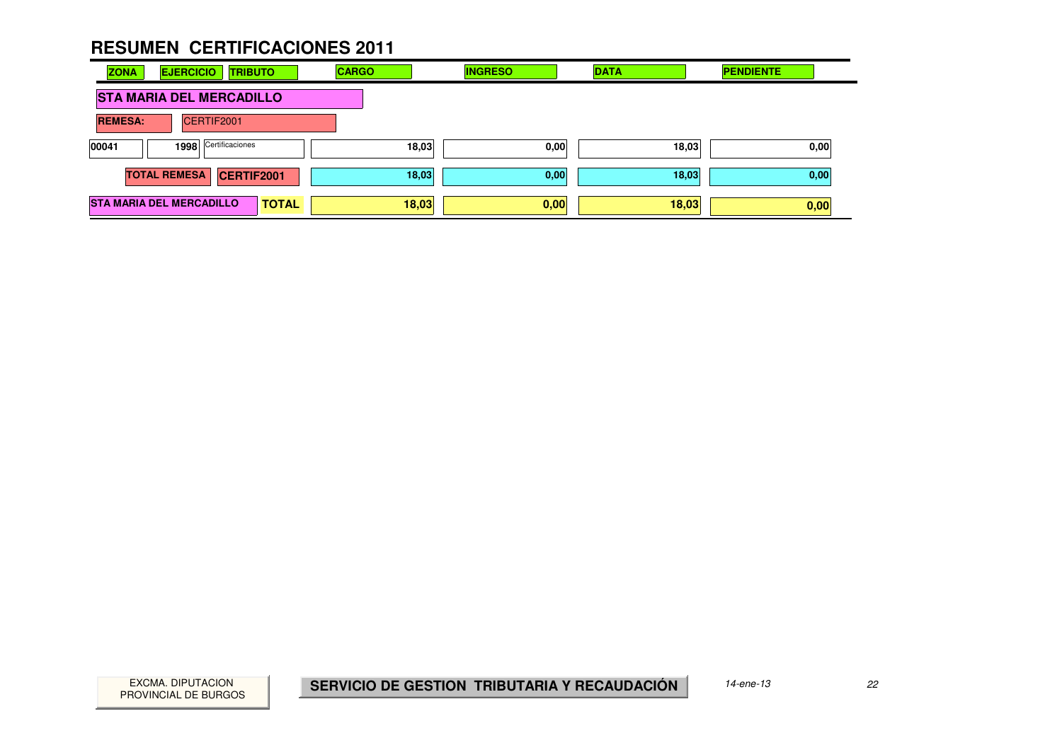# RESUMEN CERTIFICACIONES 2011

| ZONA | EJERCICIO | TRIBUTO | CARGO | INGRESO | DATA | PENDIENTE |
|---|---|---|---|---|---|---|
| **STA MARIA DEL MERCADILLO** | | | | | | |
| **REMESA:** | CERTIF2001 | | | | | |
| 00041 | 1998 | Certificaciones | 18,03 | 0,00 | 18,03 | 0,00 |
| | **TOTAL REMESA** | **CERTIF2001** | 18,03 | 0,00 | 18,03 | 0,00 |
| **STA MARIA DEL MERCADILLO** | | **TOTAL** | 18,03 | 0,00 | 18,03 | 0,00 |

EXCMA. DIPUTACION PROVINCIAL DE BURGOS

**SERVICIO DE GESTION TRIBUTARIA Y RECAUDACIÓN**

*14-ene-13*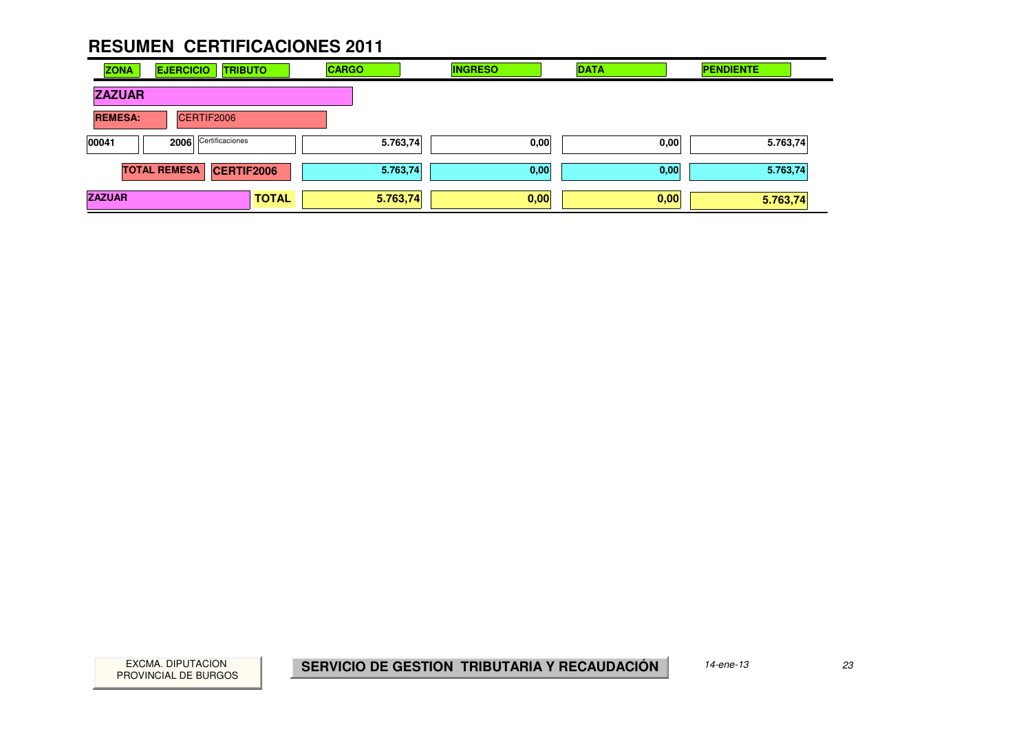# RESUMEN CERTIFICACIONES 2011

| ZONA | EJERCICIO | TRIBUTO | CARGO | INGRESO | DATA | PENDIENTE |
|---|---|---|---|---|---|---|
| **ZAZUAR** | | | | | | |
| **REMESA:** | CERTIF2006 | | | | | |
| 00041 | 2006 | Certificaciones | 5.763,74 | 0,00 | 0,00 | 5.763,74 |
| **TOTAL REMESA** | **CERTIF2006** | | 5.763,74 | 0,00 | 0,00 | 5.763,74 |
| **ZAZUAR** | | **TOTAL** | **5.763,74** | **0,00** | **0,00** | **5.763,74** |

EXCMA. DIPUTACION PROVINCIAL DE BURGOS

**SERVICIO DE GESTION TRIBUTARIA Y RECAUDACIÓN**

*14-ene-13*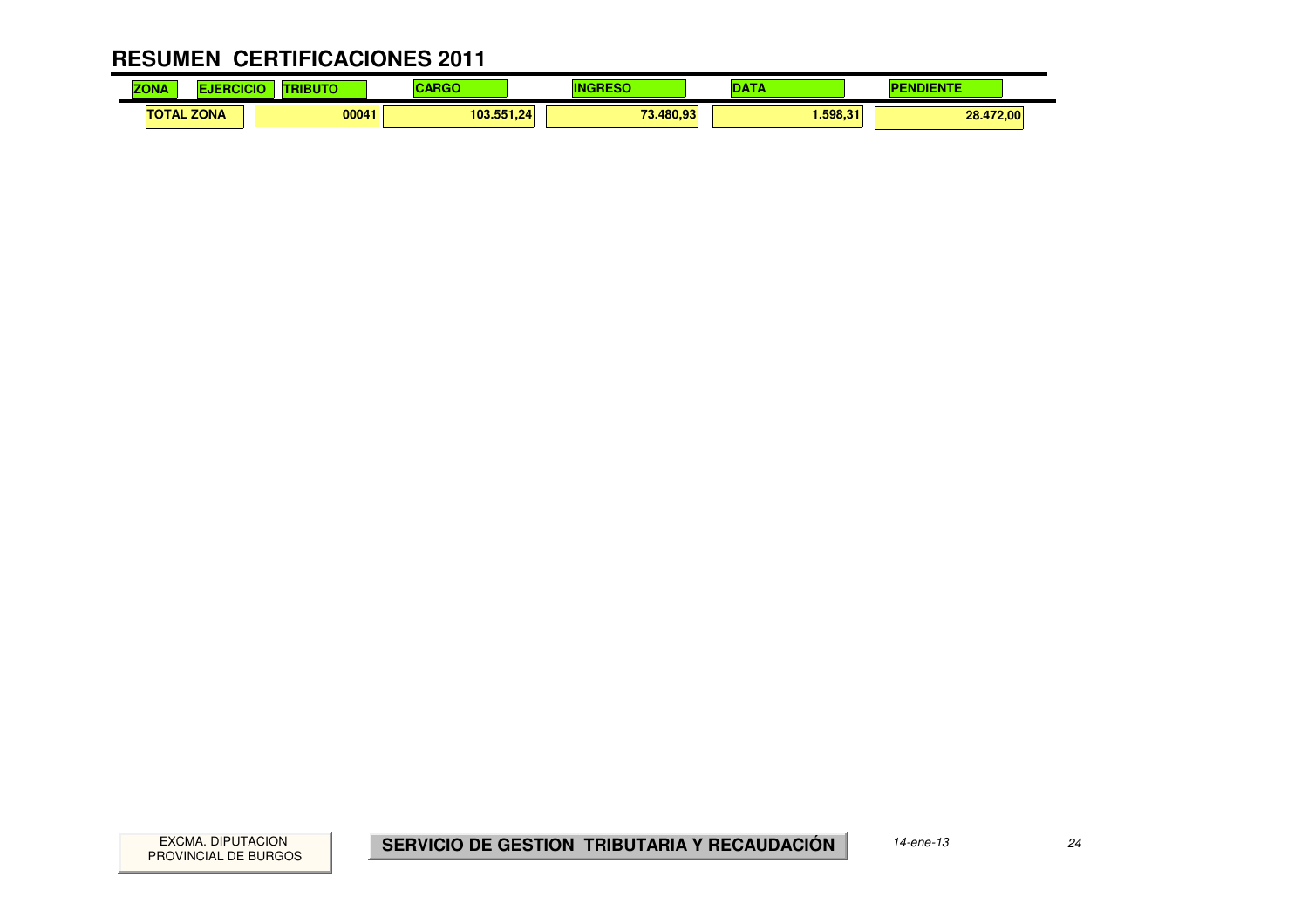# RESUMEN CERTIFICACIONES 2011

| ZONA | EJERCICIO | TRIBUTO | CARGO | INGRESO | DATA | PENDIENTE |
|---|---|---|---|---|---|---|
| TOTAL ZONA | | 00041 | 103.551,24 | 73.480,93 | 1.598,31 | 28.472,00 |

EXCMA. DIPUTACION PROVINCIAL DE BURGOS

**SERVICIO DE GESTION TRIBUTARIA Y RECAUDACIÓN**

*14-ene-13*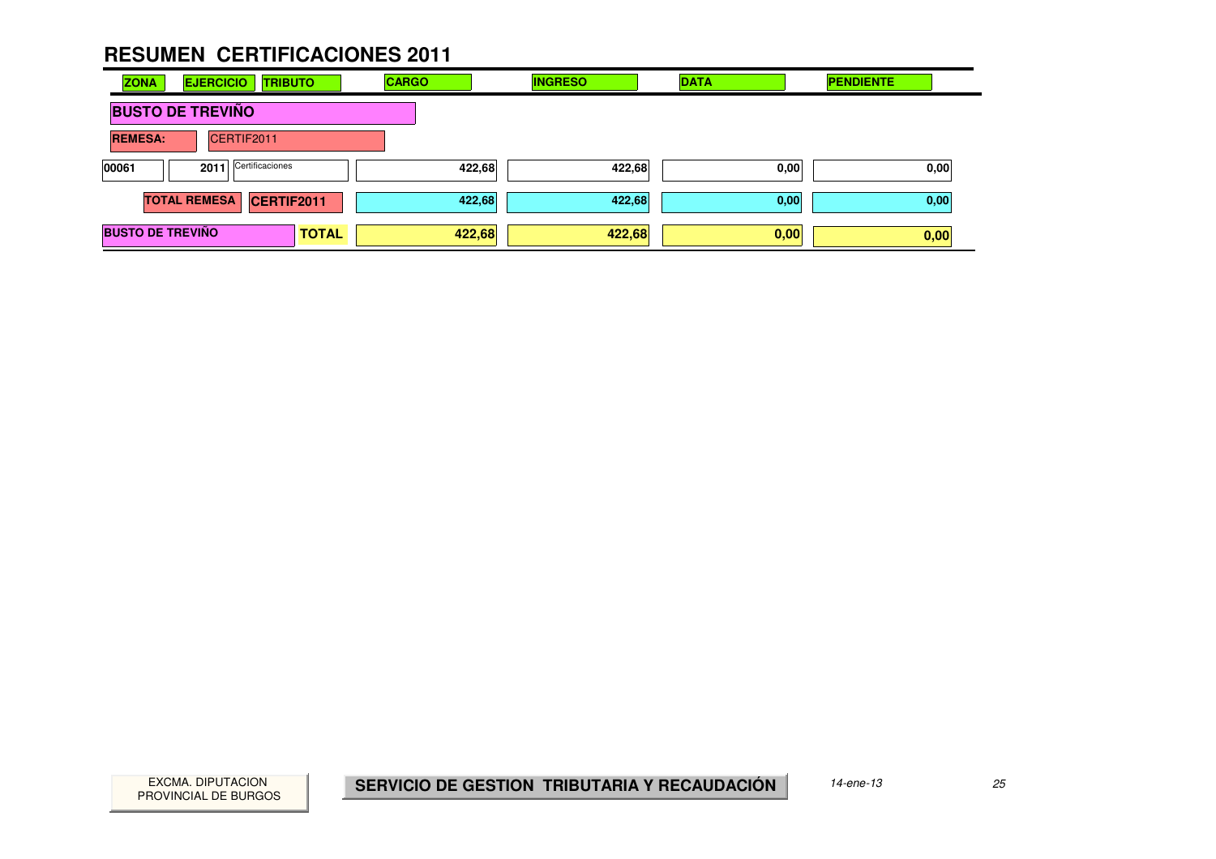# RESUMEN CERTIFICACIONES 2011

| ZONA | EJERCICIO | TRIBUTO | CARGO | INGRESO | DATA | PENDIENTE |
|---|---|---|---|---|---|---|
| **BUSTO DE TREVIÑO** | | | | | | |
| **REMESA:** | CERTIF2011 | | | | | |
| 00061 | 2011 | Certificaciones | 422,68 | 422,68 | 0,00 | 0,00 |
| | **TOTAL REMESA** | **CERTIF2011** | **422,68** | **422,68** | **0,00** | **0,00** |
| **BUSTO DE TREVIÑO** | | **TOTAL** | **422,68** | **422,68** | **0,00** | **0,00** |

EXCMA. DIPUTACION PROVINCIAL DE BURGOS

**SERVICIO DE GESTION TRIBUTARIA Y RECAUDACIÓN**

*14-ene-13*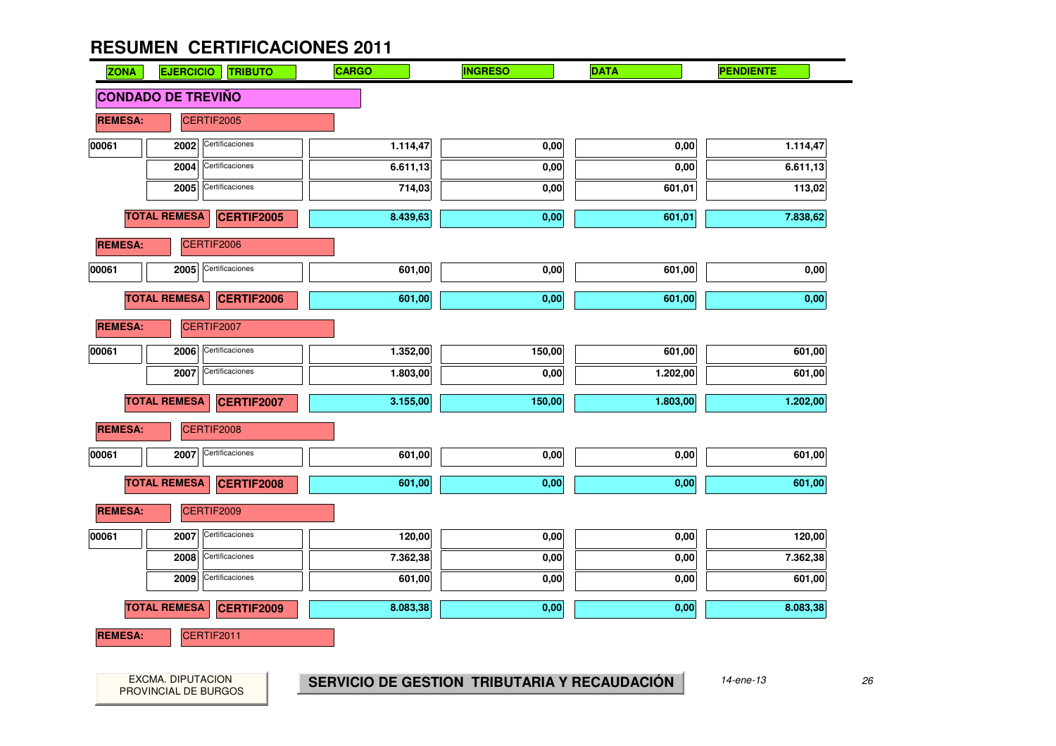# RESUMEN CERTIFICACIONES 2011

| ZONA | EJERCICIO | TRIBUTO | CARGO | INGRESO | DATA | PENDIENTE |
|---|---|---|---|---|---|---|
| **CONDADO DE TREVIÑO** | | | | | | |
| **REMESA:** | CERTIF2005 | | | | | |
| 00061 | 2002 | Certificaciones | 1.114,47 | 0,00 | 0,00 | 1.114,47 |
| | 2004 | Certificaciones | 6.611,13 | 0,00 | 0,00 | 6.611,13 |
| | 2005 | Certificaciones | 714,03 | 0,00 | 601,01 | 113,02 |
| **TOTAL REMESA** | **CERTIF2005** | | 8.439,63 | 0,00 | 601,01 | 7.838,62 |
| **REMESA:** | CERTIF2006 | | | | | |
| 00061 | 2005 | Certificaciones | 601,00 | 0,00 | 601,00 | 0,00 |
| **TOTAL REMESA** | **CERTIF2006** | | 601,00 | 0,00 | 601,00 | 0,00 |
| **REMESA:** | CERTIF2007 | | | | | |
| 00061 | 2006 | Certificaciones | 1.352,00 | 150,00 | 601,00 | 601,00 |
| | 2007 | Certificaciones | 1.803,00 | 0,00 | 1.202,00 | 601,00 |
| **TOTAL REMESA** | **CERTIF2007** | | 3.155,00 | 150,00 | 1.803,00 | 1.202,00 |
| **REMESA:** | CERTIF2008 | | | | | |
| 00061 | 2007 | Certificaciones | 601,00 | 0,00 | 0,00 | 601,00 |
| **TOTAL REMESA** | **CERTIF2008** | | 601,00 | 0,00 | 0,00 | 601,00 |
| **REMESA:** | CERTIF2009 | | | | | |
| 00061 | 2007 | Certificaciones | 120,00 | 0,00 | 0,00 | 120,00 |
| | 2008 | Certificaciones | 7.362,38 | 0,00 | 0,00 | 7.362,38 |
| | 2009 | Certificaciones | 601,00 | 0,00 | 0,00 | 601,00 |
| **TOTAL REMESA** | **CERTIF2009** | | 8.083,38 | 0,00 | 0,00 | 8.083,38 |
| **REMESA:** | CERTIF2011 | | | | | |

EXCMA. DIPUTACION PROVINCIAL DE BURGOS

**SERVICIO DE GESTION TRIBUTARIA Y RECAUDACIÓN**

*14-ene-13*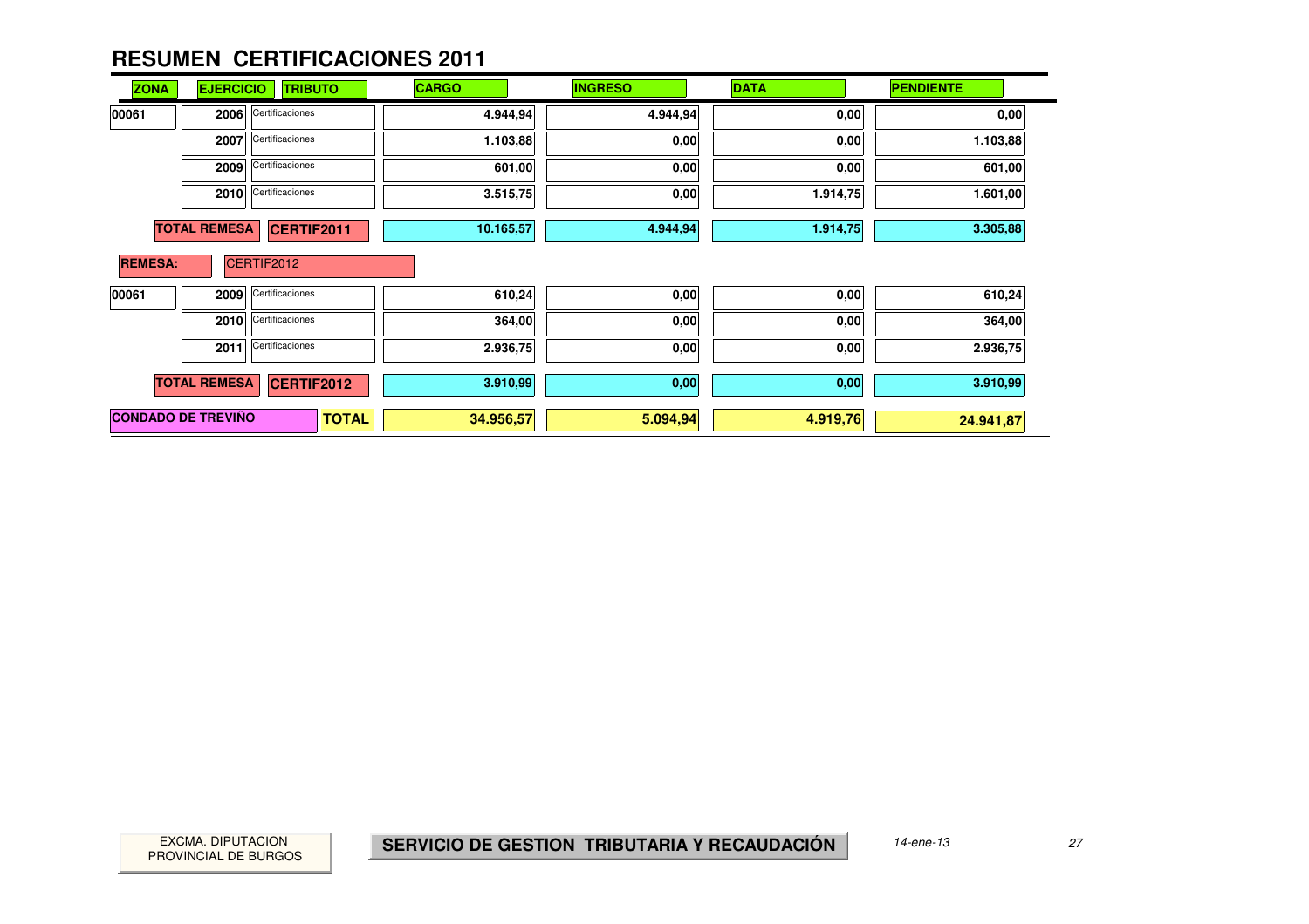# RESUMEN CERTIFICACIONES 2011

| ZONA | EJERCICIO | TRIBUTO | CARGO | INGRESO | DATA | PENDIENTE |
|---|---|---|---|---|---|---|
| 00061 | 2006 | Certificaciones | 4.944,94 | 4.944,94 | 0,00 | 0,00 |
| | 2007 | Certificaciones | 1.103,88 | 0,00 | 0,00 | 1.103,88 |
| | 2009 | Certificaciones | 601,00 | 0,00 | 0,00 | 601,00 |
| | 2010 | Certificaciones | 3.515,75 | 0,00 | 1.914,75 | 1.601,00 |
| **TOTAL REMESA** | | **CERTIF2011** | **10.165,57** | **4.944,94** | **1.914,75** | **3.305,88** |
| **REMESA:** | CERTIF2012 | | | | | |
| 00061 | 2009 | Certificaciones | 610,24 | 0,00 | 0,00 | 610,24 |
| | 2010 | Certificaciones | 364,00 | 0,00 | 0,00 | 364,00 |
| | 2011 | Certificaciones | 2.936,75 | 0,00 | 0,00 | 2.936,75 |
| **TOTAL REMESA** | | **CERTIF2012** | **3.910,99** | **0,00** | **0,00** | **3.910,99** |
| **CONDADO DE TREVIÑO** | | **TOTAL** | **34.956,57** | **5.094,94** | **4.919,76** | **24.941,87** |

EXCMA. DIPUTACION PROVINCIAL DE BURGOS

**SERVICIO DE GESTION TRIBUTARIA Y RECAUDACIÓN**

*14-ene-13*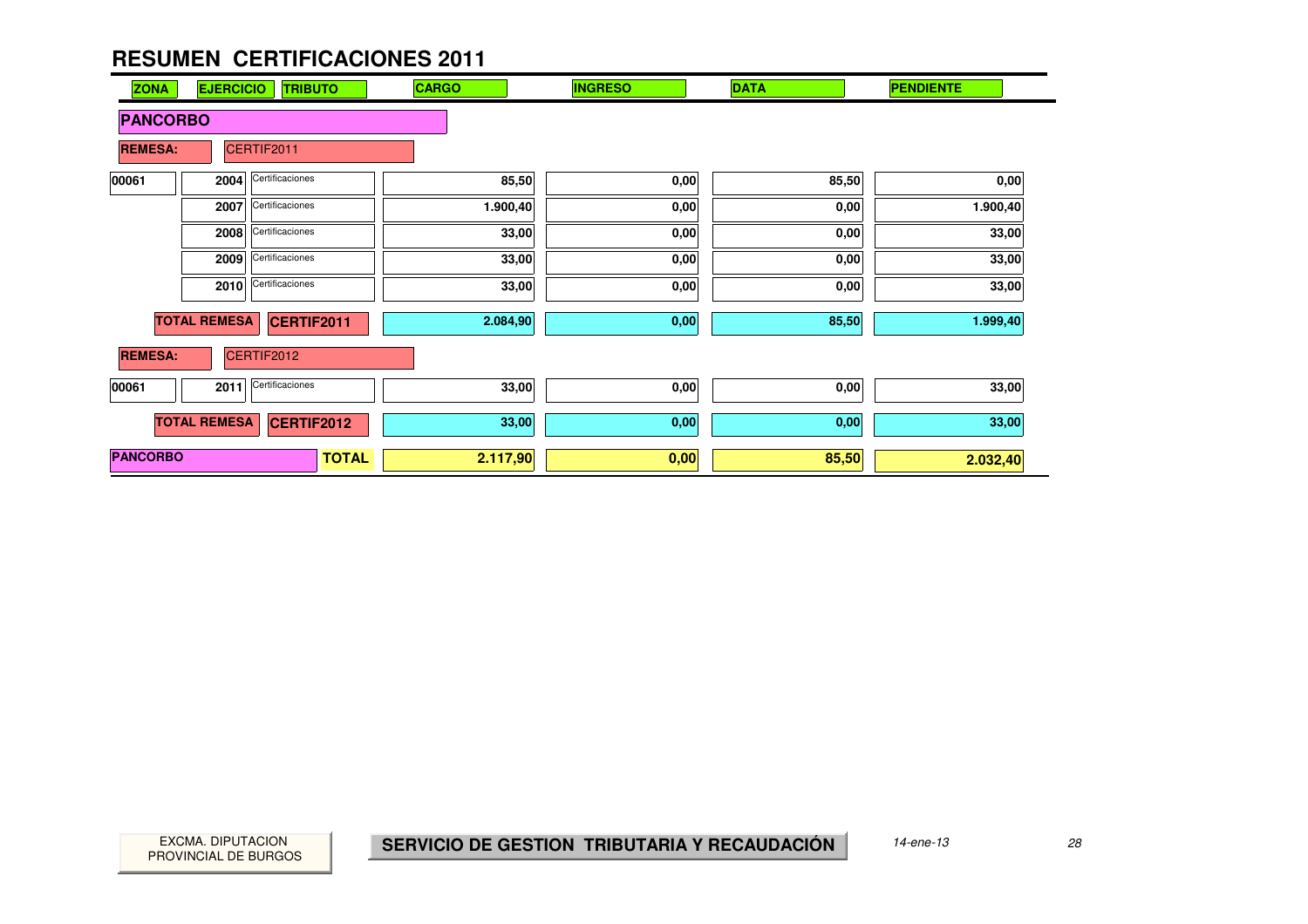# RESUMEN CERTIFICACIONES 2011

| ZONA | EJERCICIO | TRIBUTO | CARGO | INGRESO | DATA | PENDIENTE |
|---|---|---|---|---|---|---|
| **PANCORBO** | | | | | | |
| **REMESA:** | CERTIF2011 | | | | | |
| 00061 | 2004 | Certificaciones | 85,50 | 0,00 | 85,50 | 0,00 |
| | 2007 | Certificaciones | 1.900,40 | 0,00 | 0,00 | 1.900,40 |
| | 2008 | Certificaciones | 33,00 | 0,00 | 0,00 | 33,00 |
| | 2009 | Certificaciones | 33,00 | 0,00 | 0,00 | 33,00 |
| | 2010 | Certificaciones | 33,00 | 0,00 | 0,00 | 33,00 |
| **TOTAL REMESA** | **CERTIF2011** | | **2.084,90** | **0,00** | **85,50** | **1.999,40** |
| **REMESA:** | CERTIF2012 | | | | | |
| 00061 | 2011 | Certificaciones | 33,00 | 0,00 | 0,00 | 33,00 |
| **TOTAL REMESA** | **CERTIF2012** | | **33,00** | **0,00** | **0,00** | **33,00** |
| **PANCORBO** | | **TOTAL** | **2.117,90** | **0,00** | **85,50** | **2.032,40** |

EXCMA. DIPUTACION PROVINCIAL DE BURGOS

**SERVICIO DE GESTION TRIBUTARIA Y RECAUDACIÓN**

*14-ene-13*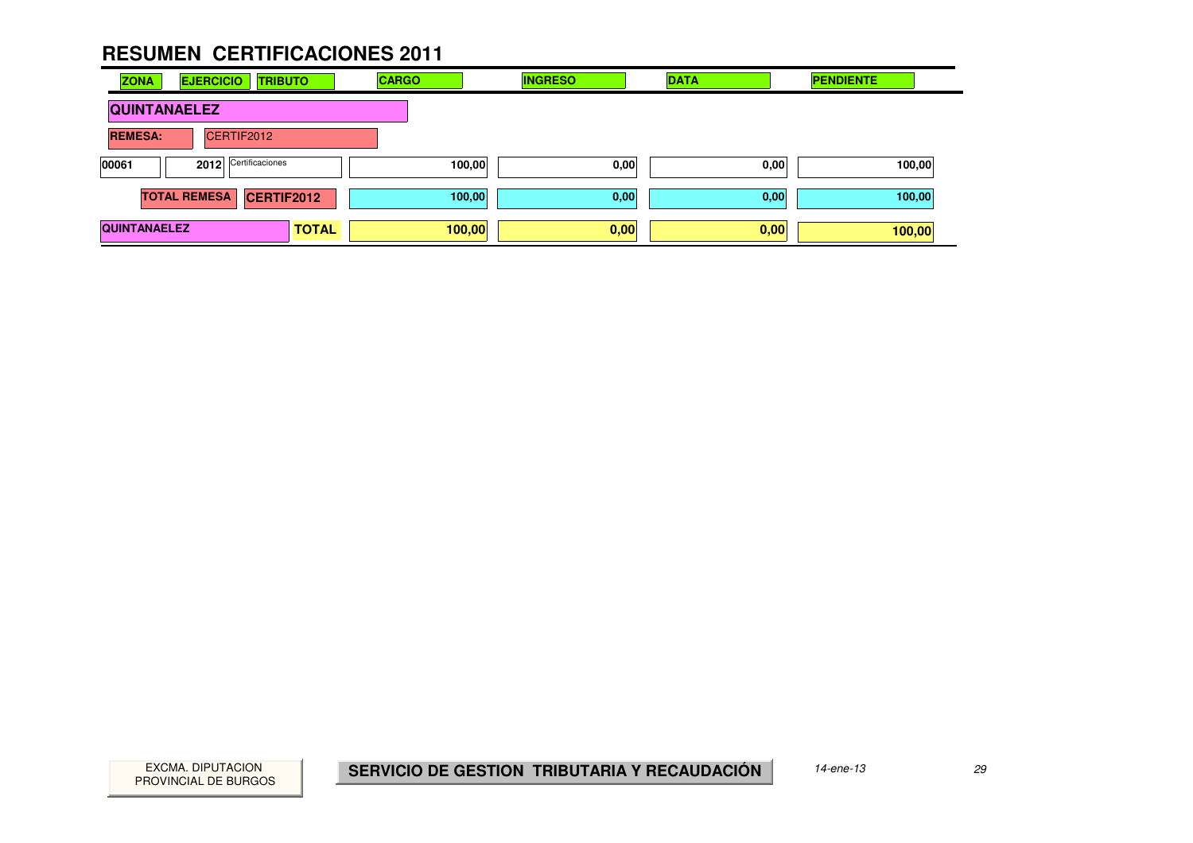# RESUMEN CERTIFICACIONES 2011

| ZONA | EJERCICIO | TRIBUTO | CARGO | INGRESO | DATA | PENDIENTE |
|---|---|---|---|---|---|---|
| **QUINTANAELEZ** | | | | | | |
| **REMESA:** | CERTIF2012 | | | | | |
| 00061 | 2012 | Certificaciones | 100,00 | 0,00 | 0,00 | 100,00 |
| | **TOTAL REMESA** | **CERTIF2012** | 100,00 | 0,00 | 0,00 | 100,00 |
| **QUINTANAELEZ** | | **TOTAL** | **100,00** | **0,00** | **0,00** | **100,00** |

EXCMA. DIPUTACION PROVINCIAL DE BURGOS

**SERVICIO DE GESTION TRIBUTARIA Y RECAUDACIÓN**

*14-ene-13*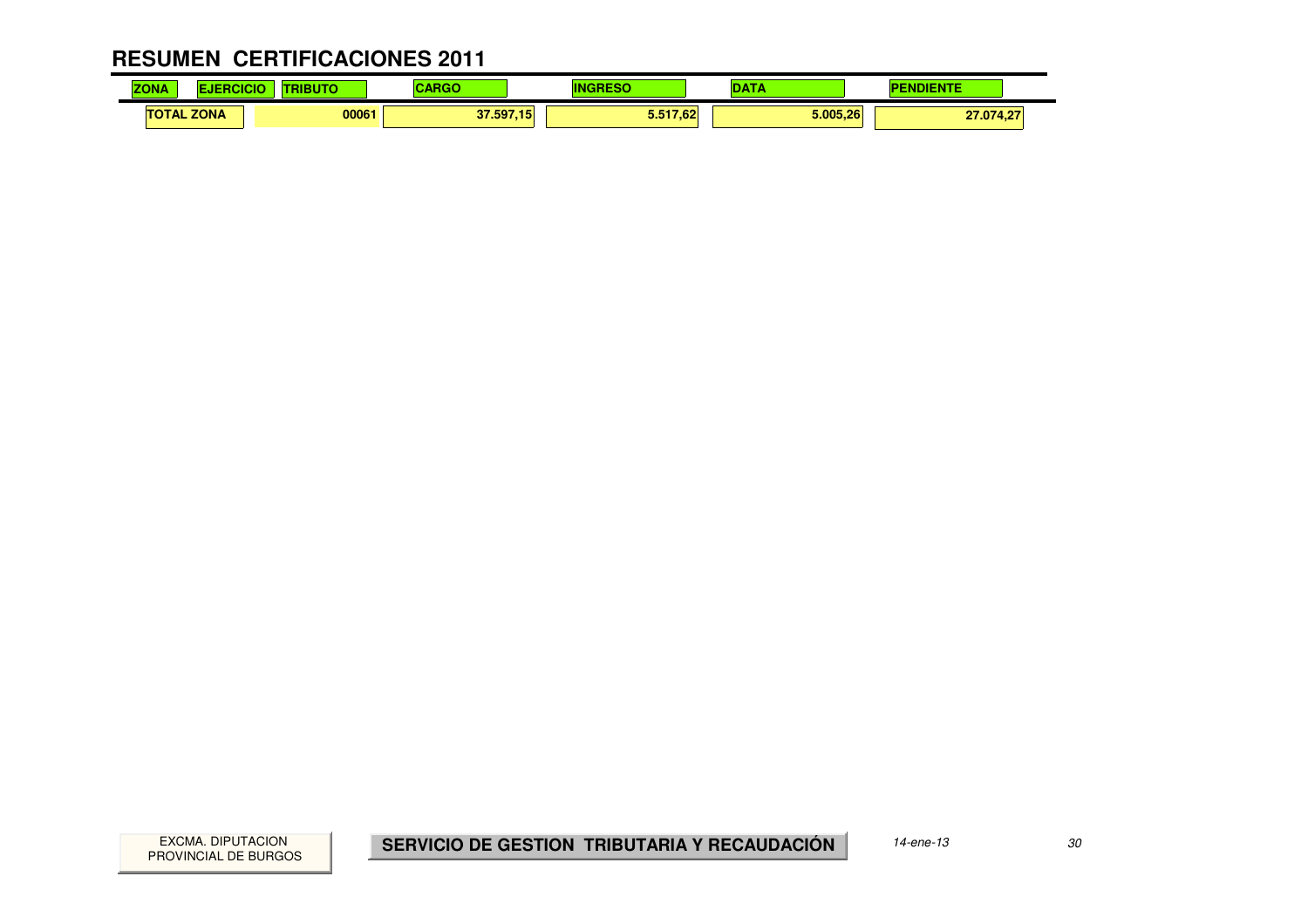# RESUMEN CERTIFICACIONES 2011

| ZONA | EJERCICIO | TRIBUTO | CARGO | INGRESO | DATA | PENDIENTE |
|---|---|---|---|---|---|---|
| TOTAL ZONA | | 00061 | 37.597,15 | 5.517,62 | 5.005,26 | 27.074,27 |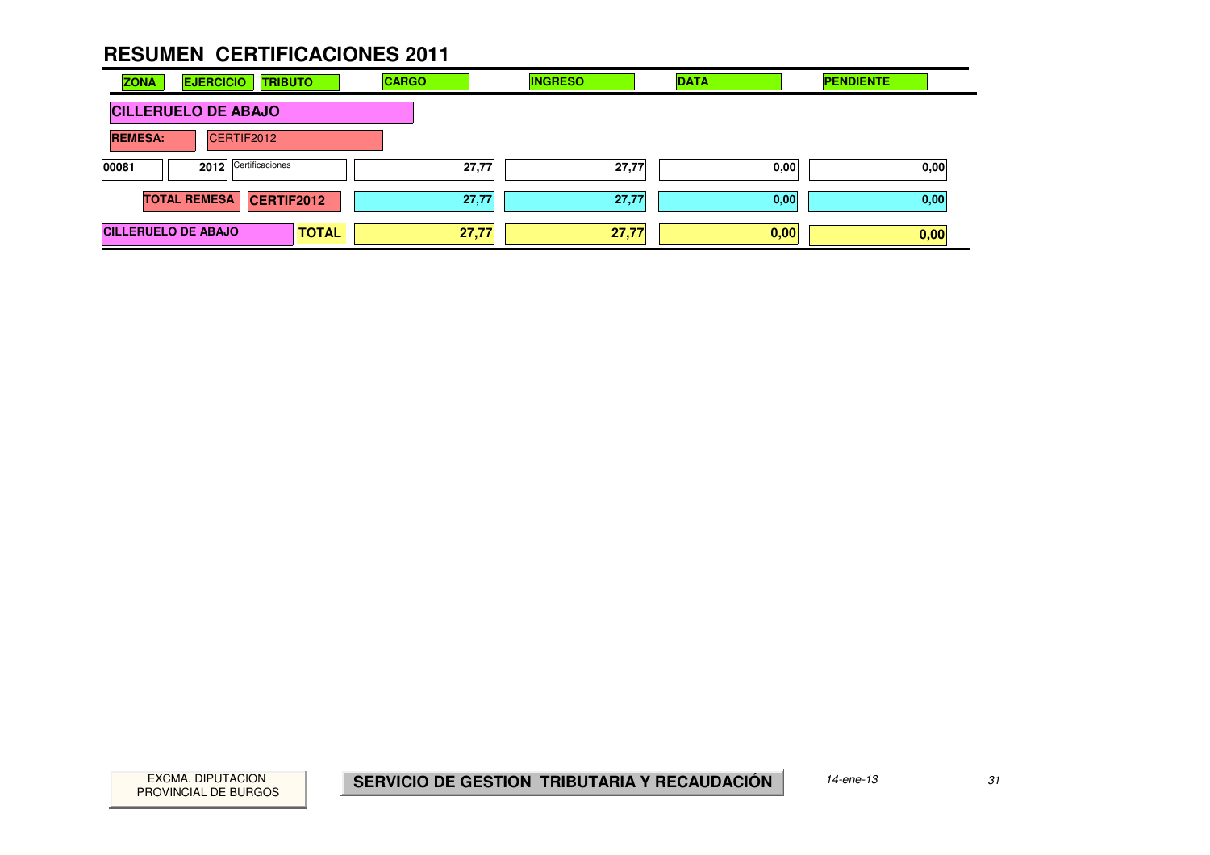# RESUMEN CERTIFICACIONES 2011

| ZONA | EJERCICIO | TRIBUTO | CARGO | INGRESO | DATA | PENDIENTE |
|---|---|---|---|---|---|---|
| **CILLERUELO DE ABAJO** | | | | | | |
| **REMESA:** | CERTIF2012 | | | | | |
| 00081 | 2012 | Certificaciones | 27,77 | 27,77 | 0,00 | 0,00 |
| | **TOTAL REMESA** | **CERTIF2012** | 27,77 | 27,77 | 0,00 | 0,00 |
| **CILLERUELO DE ABAJO** | | **TOTAL** | 27,77 | 27,77 | 0,00 | 0,00 |

EXCMA. DIPUTACION PROVINCIAL DE BURGOS

**SERVICIO DE GESTION TRIBUTARIA Y RECAUDACIÓN**

*14-ene-13*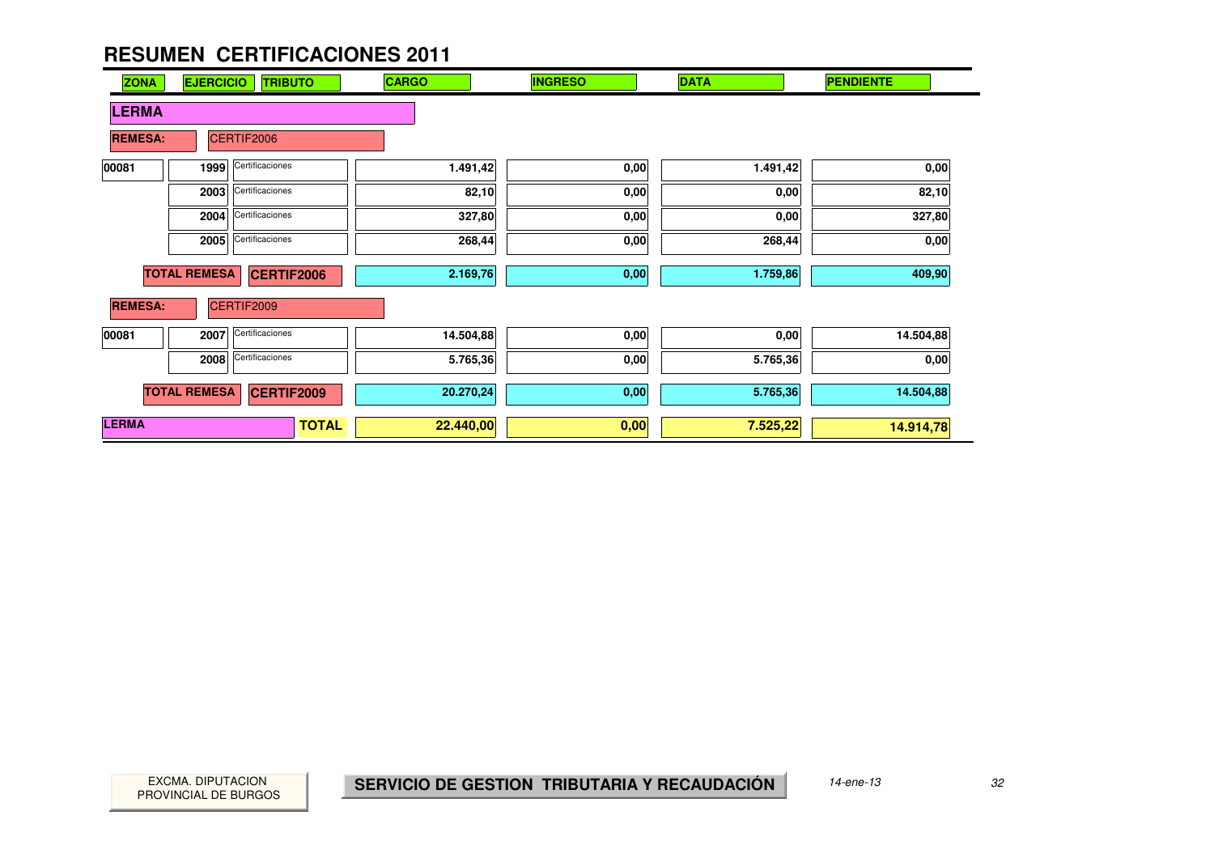# RESUMEN CERTIFICACIONES 2011

| ZONA | EJERCICIO | TRIBUTO | CARGO | INGRESO | DATA | PENDIENTE |
|---|---|---|---|---|---|---|
| **LERMA** | | | | | | |
| **REMESA:** | CERTIF2006 | | | | | |
| 00081 | 1999 | Certificaciones | 1.491,42 | 0,00 | 1.491,42 | 0,00 |
| | 2003 | Certificaciones | 82,10 | 0,00 | 0,00 | 82,10 |
| | 2004 | Certificaciones | 327,80 | 0,00 | 0,00 | 327,80 |
| | 2005 | Certificaciones | 268,44 | 0,00 | 268,44 | 0,00 |
| | **TOTAL REMESA** | **CERTIF2006** | **2.169,76** | **0,00** | **1.759,86** | **409,90** |
| **REMESA:** | CERTIF2009 | | | | | |
| 00081 | 2007 | Certificaciones | 14.504,88 | 0,00 | 0,00 | 14.504,88 |
| | 2008 | Certificaciones | 5.765,36 | 0,00 | 5.765,36 | 0,00 |
| | **TOTAL REMESA** | **CERTIF2009** | **20.270,24** | **0,00** | **5.765,36** | **14.504,88** |
| **LERMA** | | **TOTAL** | **22.440,00** | **0,00** | **7.525,22** | **14.914,78** |

EXCMA. DIPUTACION PROVINCIAL DE BURGOS

**SERVICIO DE GESTION TRIBUTARIA Y RECAUDACIÓN**

*14-ene-13*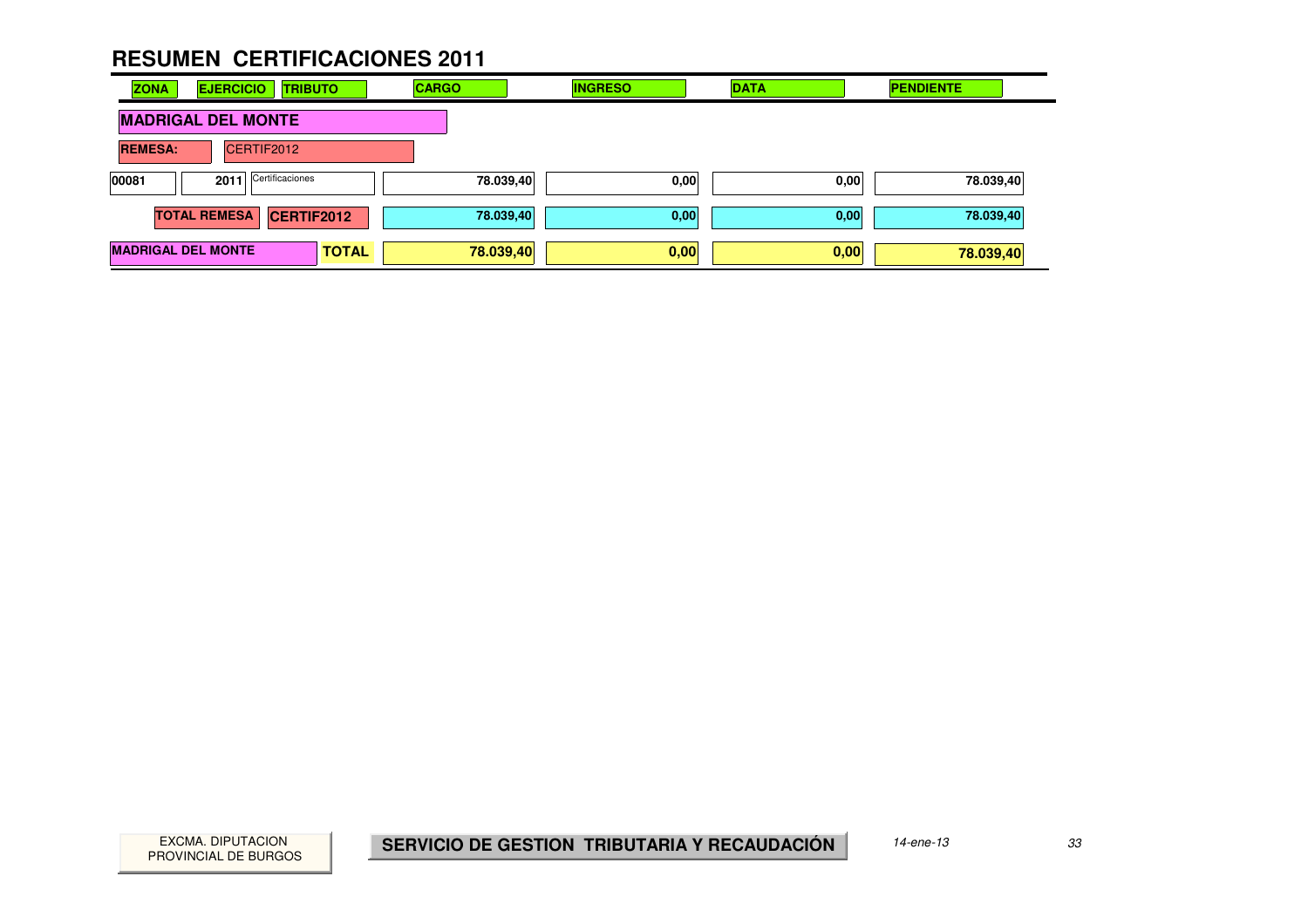# RESUMEN CERTIFICACIONES 2011

| ZONA | EJERCICIO | TRIBUTO | CARGO | INGRESO | DATA | PENDIENTE |
|---|---|---|---|---|---|---|
| **MADRIGAL DEL MONTE** | | | | | | |
| **REMESA:** | CERTIF2012 | | | | | |
| 00081 | 2011 | Certificaciones | 78.039,40 | 0,00 | 0,00 | 78.039,40 |
| **TOTAL REMESA** | **CERTIF2012** | | 78.039,40 | 0,00 | 0,00 | 78.039,40 |
| **MADRIGAL DEL MONTE** | | **TOTAL** | **78.039,40** | **0,00** | **0,00** | **78.039,40** |

EXCMA. DIPUTACION PROVINCIAL DE BURGOS

**SERVICIO DE GESTION TRIBUTARIA Y RECAUDACIÓN**

*14-ene-13*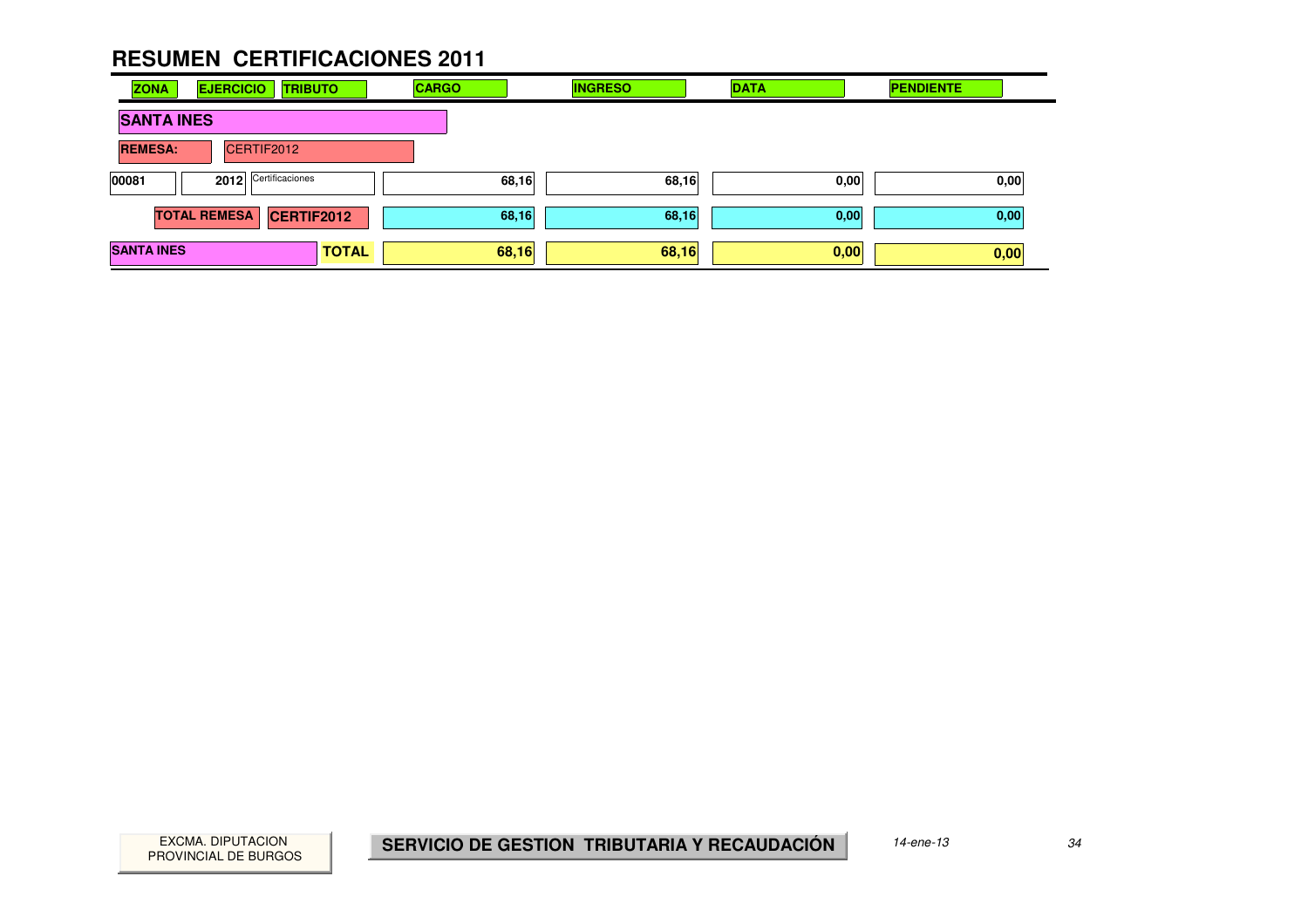# RESUMEN CERTIFICACIONES 2011

| ZONA | EJERCICIO | TRIBUTO | CARGO | INGRESO | DATA | PENDIENTE |
|---|---|---|---|---|---|---|
| **SANTA INES** | | | | | | |
| **REMESA:** | CERTIF2012 | | | | | |
| 00081 | 2012 | Certificaciones | 68,16 | 68,16 | 0,00 | 0,00 |
| | **TOTAL REMESA** | **CERTIF2012** | 68,16 | 68,16 | 0,00 | 0,00 |
| **SANTA INES** | | **TOTAL** | **68,16** | **68,16** | **0,00** | **0,00** |

EXCMA. DIPUTACION PROVINCIAL DE BURGOS

**SERVICIO DE GESTION TRIBUTARIA Y RECAUDACIÓN**

*14-ene-13*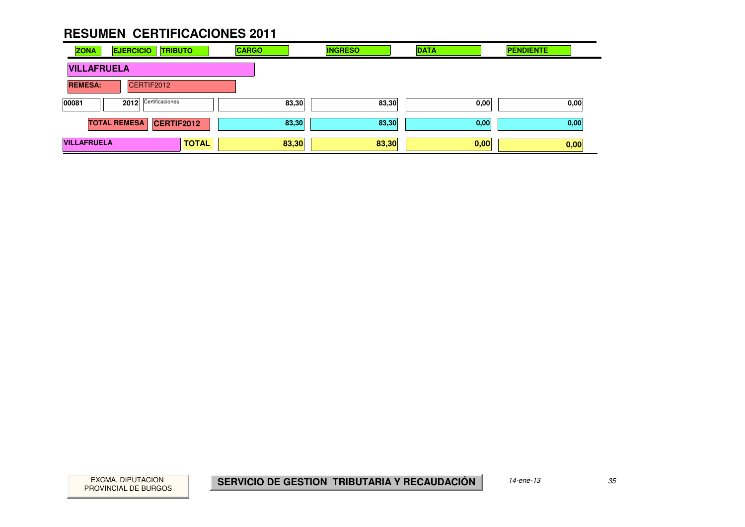# RESUMEN CERTIFICACIONES 2011

| ZONA | EJERCICIO | TRIBUTO | CARGO | INGRESO | DATA | PENDIENTE |
|---|---|---|---|---|---|---|
| **VILLAFRUELA** | | | | | | |
| **REMESA:** | CERTIF2012 | | | | | |
| 00081 | 2012 | Certificaciones | 83,30 | 83,30 | 0,00 | 0,00 |
| | **TOTAL REMESA** | **CERTIF2012** | 83,30 | 83,30 | 0,00 | 0,00 |
| **VILLAFRUELA** | | **TOTAL** | **83,30** | **83,30** | **0,00** | **0,00** |

EXCMA. DIPUTACION PROVINCIAL DE BURGOS

**SERVICIO DE GESTION TRIBUTARIA Y RECAUDACIÓN**

*14-ene-13*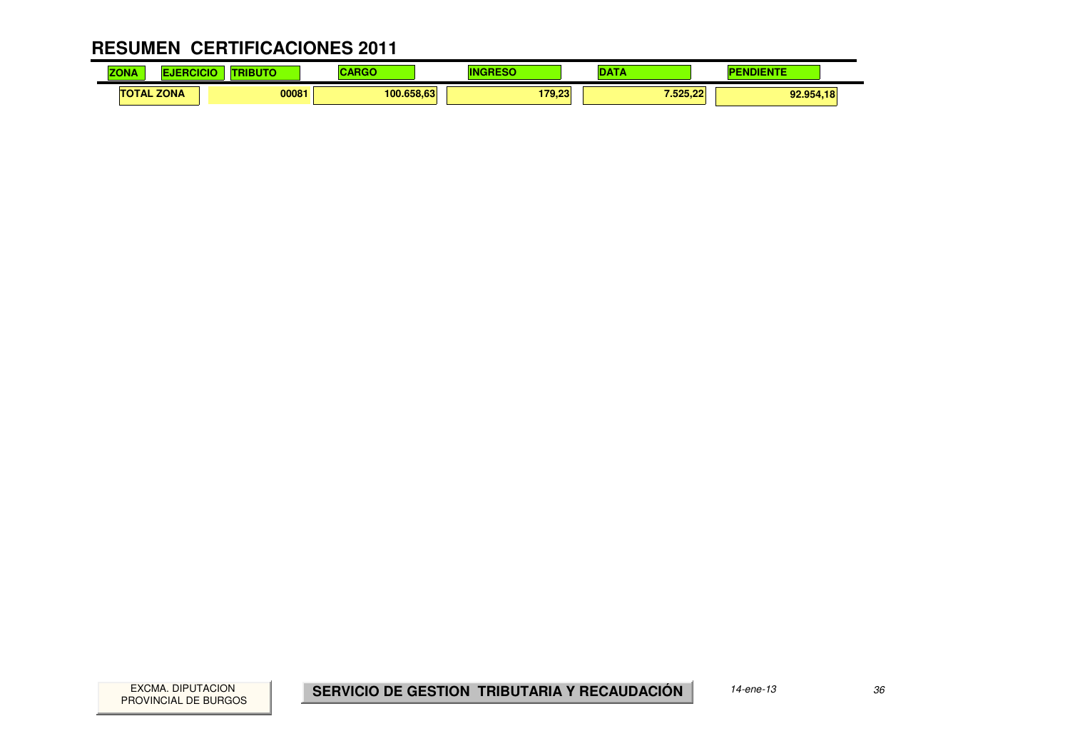# RESUMEN CERTIFICACIONES 2011

| ZONA | EJERCICIO | TRIBUTO | CARGO | INGRESO | DATA | PENDIENTE |
|---|---|---|---|---|---|---|
| TOTAL ZONA | | 00081 | 100.658,63 | 179,23 | 7.525,22 | 92.954,18 |

EXCMA. DIPUTACION PROVINCIAL DE BURGOS

**SERVICIO DE GESTION TRIBUTARIA Y RECAUDACIÓN**

*14-ene-13*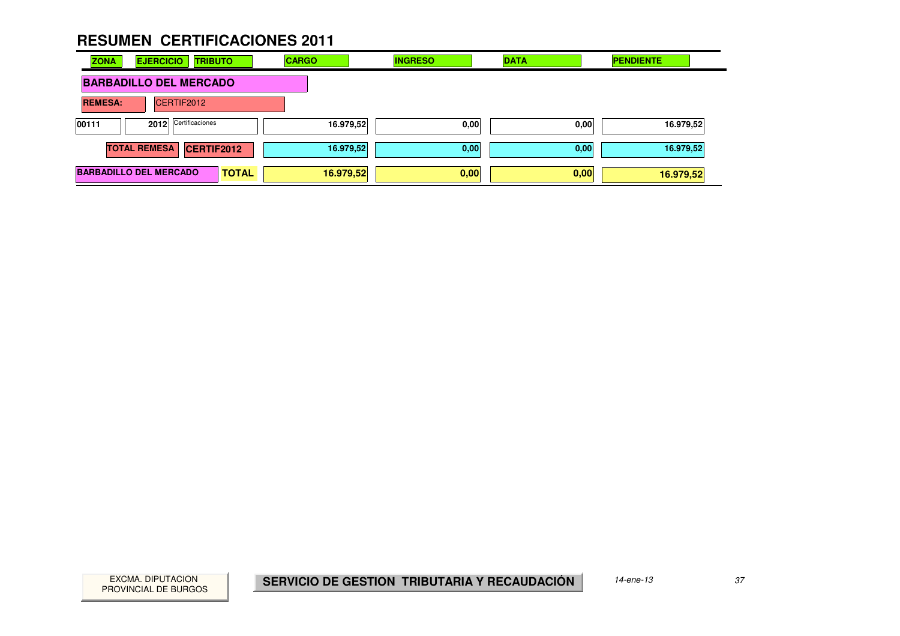# RESUMEN CERTIFICACIONES 2011

| ZONA | EJERCICIO | TRIBUTO | CARGO | INGRESO | DATA | PENDIENTE |
|---|---|---|---|---|---|---|
| **BARBADILLO DEL MERCADO** | | | | | | |
| **REMESA:** | CERTIF2012 | | | | | |
| 00111 | 2012 | Certificaciones | 16.979,52 | 0,00 | 0,00 | 16.979,52 |
| **TOTAL REMESA** | **CERTIF2012** | | 16.979,52 | 0,00 | 0,00 | 16.979,52 |
| **BARBADILLO DEL MERCADO** | | **TOTAL** | **16.979,52** | **0,00** | **0,00** | **16.979,52** |

EXCMA. DIPUTACION PROVINCIAL DE BURGOS

**SERVICIO DE GESTION TRIBUTARIA Y RECAUDACIÓN**

*14-ene-13*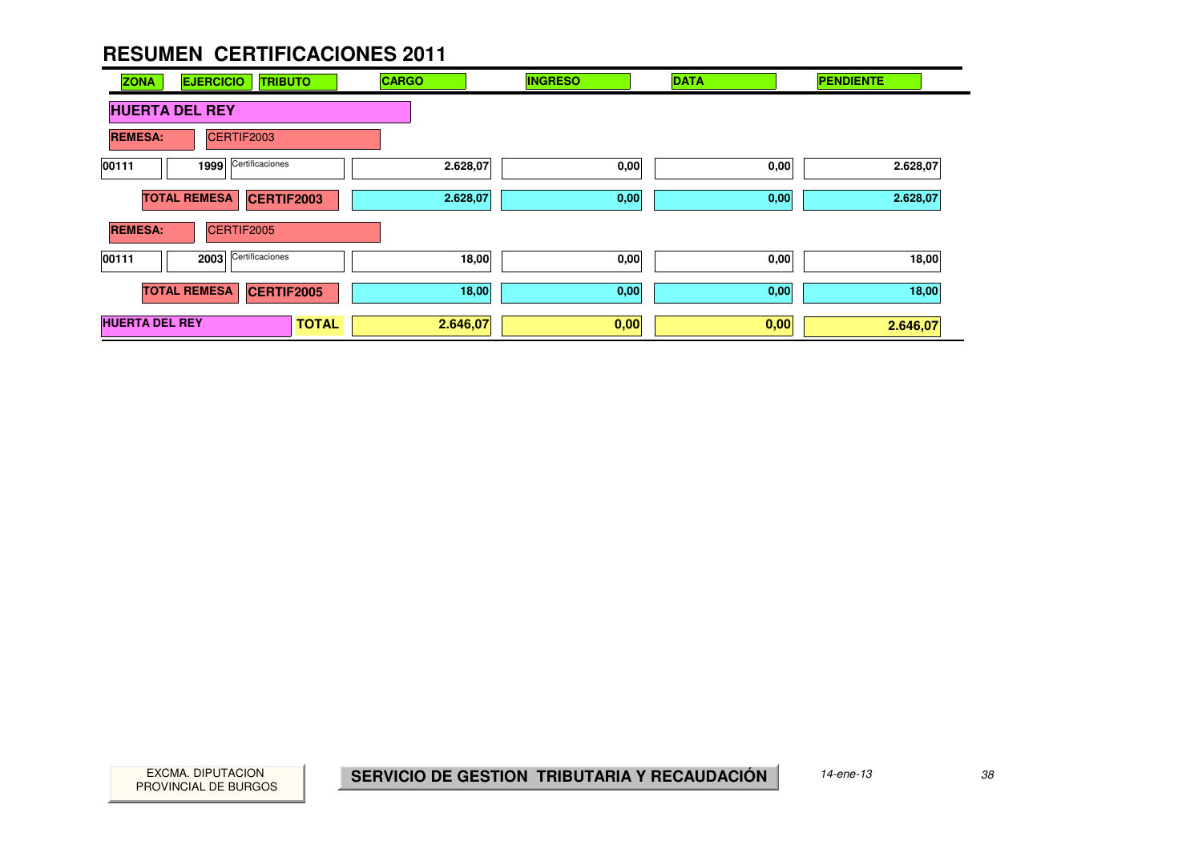# RESUMEN CERTIFICACIONES 2011

| ZONA | EJERCICIO | TRIBUTO | CARGO | INGRESO | DATA | PENDIENTE |
|---|---|---|---|---|---|---|
| **HUERTA DEL REY** | | | | | | |
| **REMESA:** | CERTIF2003 | | | | | |
| 00111 | 1999 | Certificaciones | 2.628,07 | 0,00 | 0,00 | 2.628,07 |
| | **TOTAL REMESA** | **CERTIF2003** | 2.628,07 | 0,00 | 0,00 | 2.628,07 |
| **REMESA:** | CERTIF2005 | | | | | |
| 00111 | 2003 | Certificaciones | 18,00 | 0,00 | 0,00 | 18,00 |
| | **TOTAL REMESA** | **CERTIF2005** | 18,00 | 0,00 | 0,00 | 18,00 |
| **HUERTA DEL REY** | | **TOTAL** | **2.646,07** | **0,00** | **0,00** | **2.646,07** |

EXCMA. DIPUTACION PROVINCIAL DE BURGOS

**SERVICIO DE GESTION TRIBUTARIA Y RECAUDACIÓN**

*14-ene-13*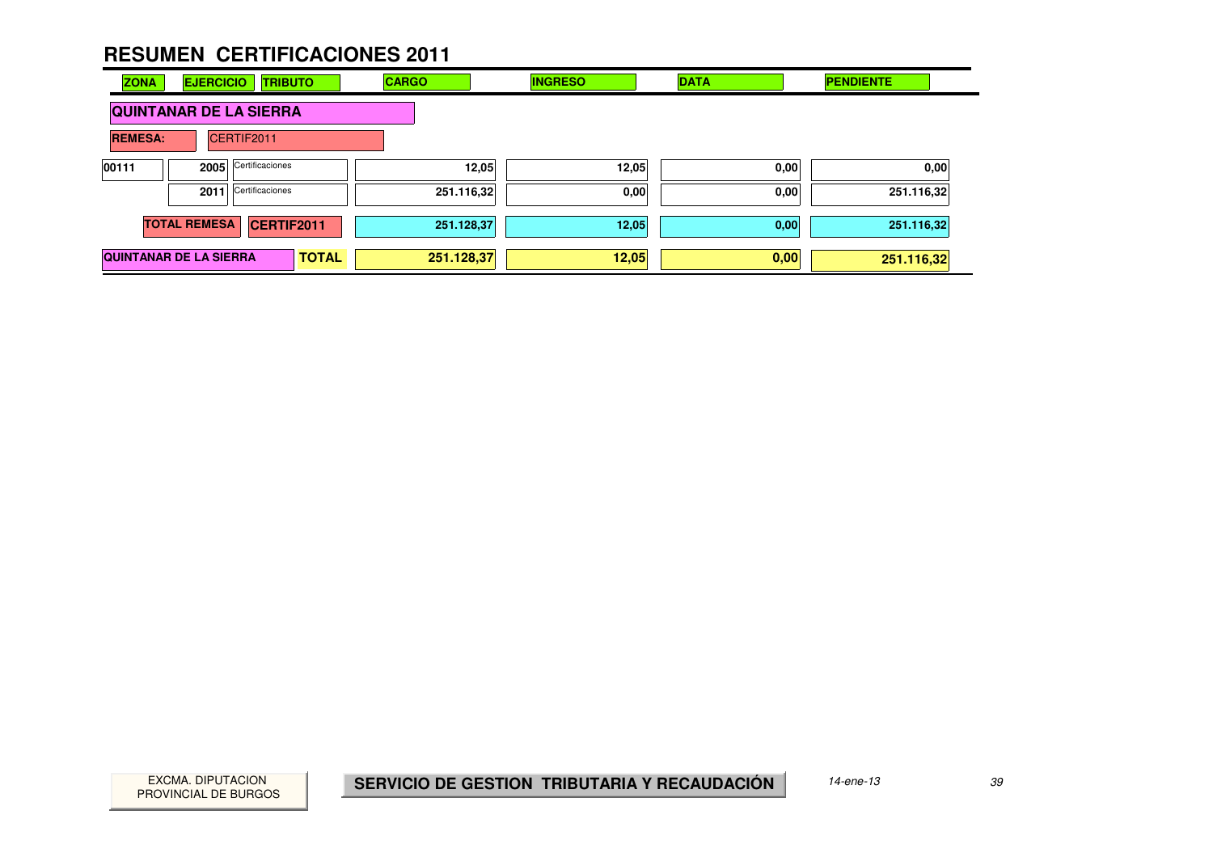# RESUMEN CERTIFICACIONES 2011

| ZONA | EJERCICIO | TRIBUTO | CARGO | INGRESO | DATA | PENDIENTE |
|---|---|---|---|---|---|---|
| **QUINTANAR DE LA SIERRA** | | | | | | |
| **REMESA:** | CERTIF2011 | | | | | |
| 00111 | 2005 | Certificaciones | 12,05 | 12,05 | 0,00 | 0,00 |
| | 2011 | Certificaciones | 251.116,32 | 0,00 | 0,00 | 251.116,32 |
| | **TOTAL REMESA** | **CERTIF2011** | **251.128,37** | **12,05** | **0,00** | **251.116,32** |
| **QUINTANAR DE LA SIERRA** | | **TOTAL** | **251.128,37** | **12,05** | **0,00** | **251.116,32** |

EXCMA. DIPUTACION PROVINCIAL DE BURGOS

**SERVICIO DE GESTION TRIBUTARIA Y RECAUDACIÓN**

*14-ene-13*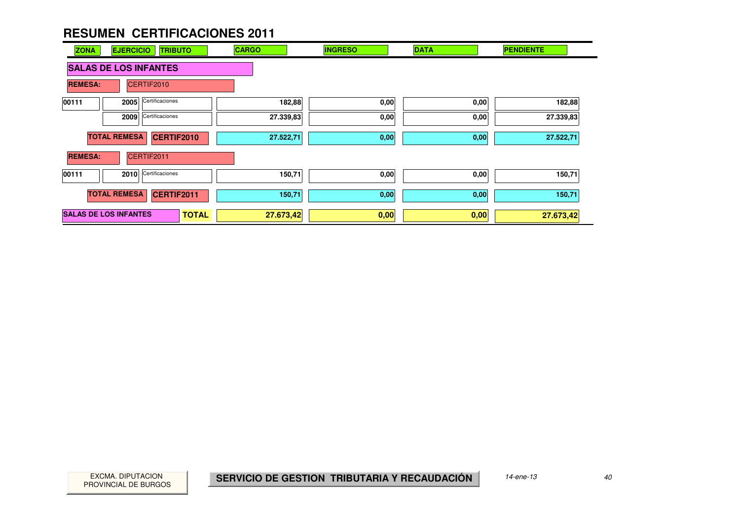# RESUMEN CERTIFICACIONES 2011

| ZONA | EJERCICIO | TRIBUTO | CARGO | INGRESO | DATA | PENDIENTE |
|---|---|---|---|---|---|---|
| **SALAS DE LOS INFANTES** | | | | | | |
| **REMESA:** | CERTIF2010 | | | | | |
| 00111 | 2005 | Certificaciones | 182,88 | 0,00 | 0,00 | 182,88 |
| | 2009 | Certificaciones | 27.339,83 | 0,00 | 0,00 | 27.339,83 |
| **TOTAL REMESA** | **CERTIF2010** | | **27.522,71** | **0,00** | **0,00** | **27.522,71** |
| **REMESA:** | CERTIF2011 | | | | | |
| 00111 | 2010 | Certificaciones | 150,71 | 0,00 | 0,00 | 150,71 |
| **TOTAL REMESA** | **CERTIF2011** | | **150,71** | **0,00** | **0,00** | **150,71** |
| **SALAS DE LOS INFANTES** | | **TOTAL** | **27.673,42** | **0,00** | **0,00** | **27.673,42** |

EXCMA. DIPUTACION PROVINCIAL DE BURGOS

**SERVICIO DE GESTION TRIBUTARIA Y RECAUDACIÓN**

*14-ene-13*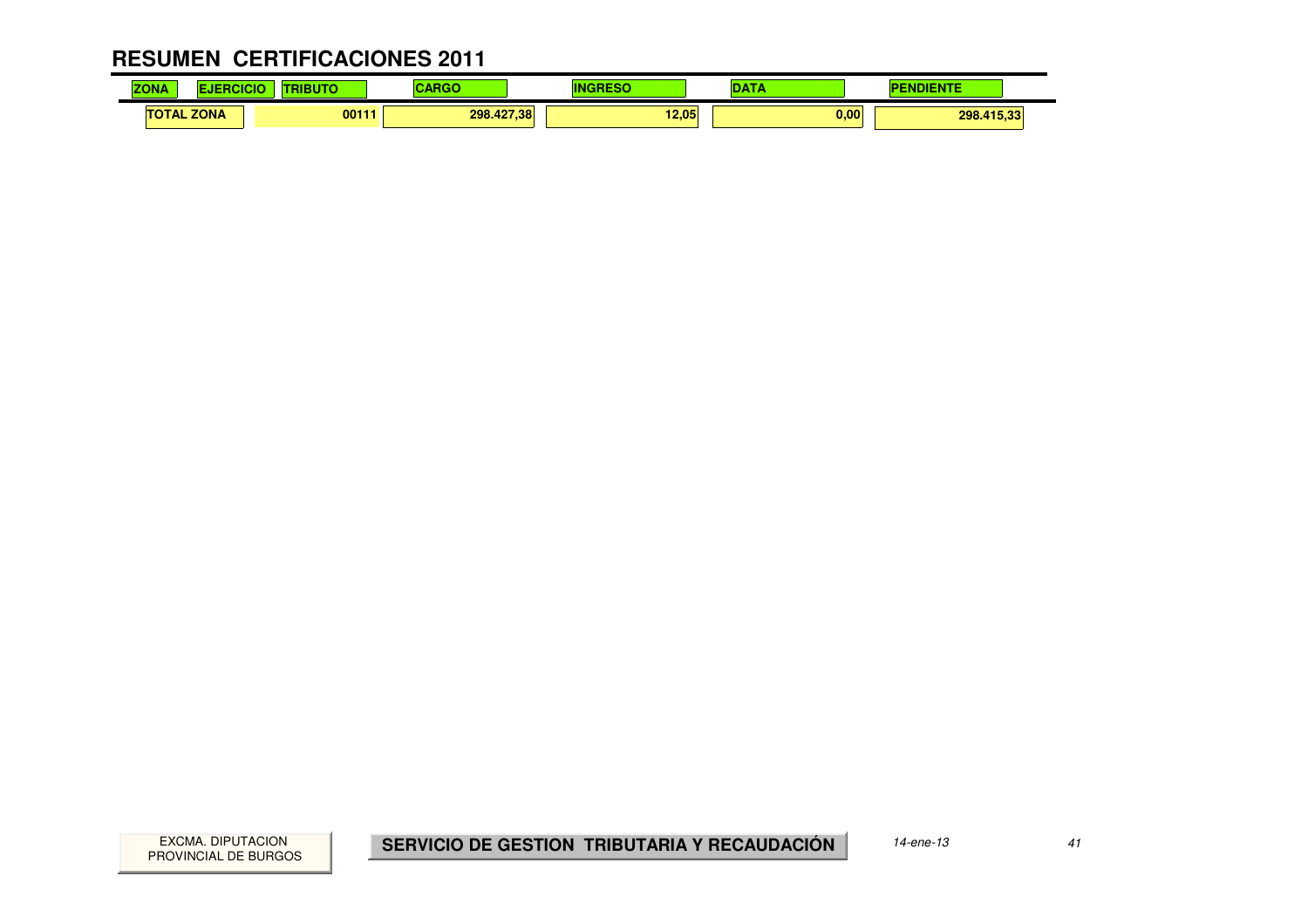# RESUMEN CERTIFICACIONES 2011

| ZONA | EJERCICIO | TRIBUTO | CARGO | INGRESO | DATA | PENDIENTE |
|---|---|---|---|---|---|---|
| TOTAL ZONA | | 00111 | 298.427,38 | 12,05 | 0,00 | 298.415,33 |

EXCMA. DIPUTACION PROVINCIAL DE BURGOS

**SERVICIO DE GESTION TRIBUTARIA Y RECAUDACIÓN**

*14-ene-13*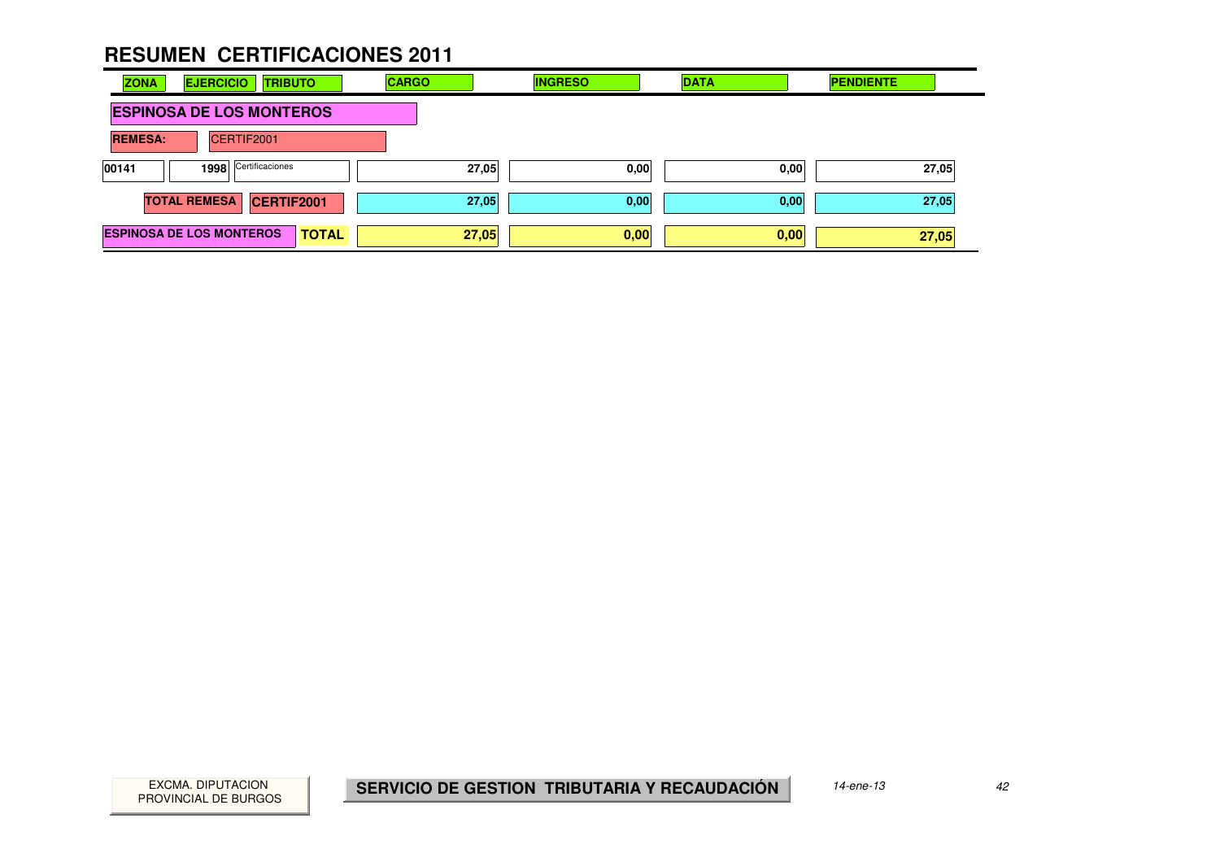# RESUMEN CERTIFICACIONES 2011

| ZONA | EJERCICIO | TRIBUTO | CARGO | INGRESO | DATA | PENDIENTE |
|---|---|---|---|---|---|---|
| **ESPINOSA DE LOS MONTEROS** | | | | | | |
| **REMESA:** | CERTIF2001 | | | | | |
| 00141 | 1998 | Certificaciones | 27,05 | 0,00 | 0,00 | 27,05 |
| **TOTAL REMESA** | **CERTIF2001** | | 27,05 | 0,00 | 0,00 | 27,05 |
| **ESPINOSA DE LOS MONTEROS** | | **TOTAL** | **27,05** | **0,00** | **0,00** | **27,05** |

EXCMA. DIPUTACION PROVINCIAL DE BURGOS

**SERVICIO DE GESTION TRIBUTARIA Y RECAUDACIÓN**

*14-ene-13*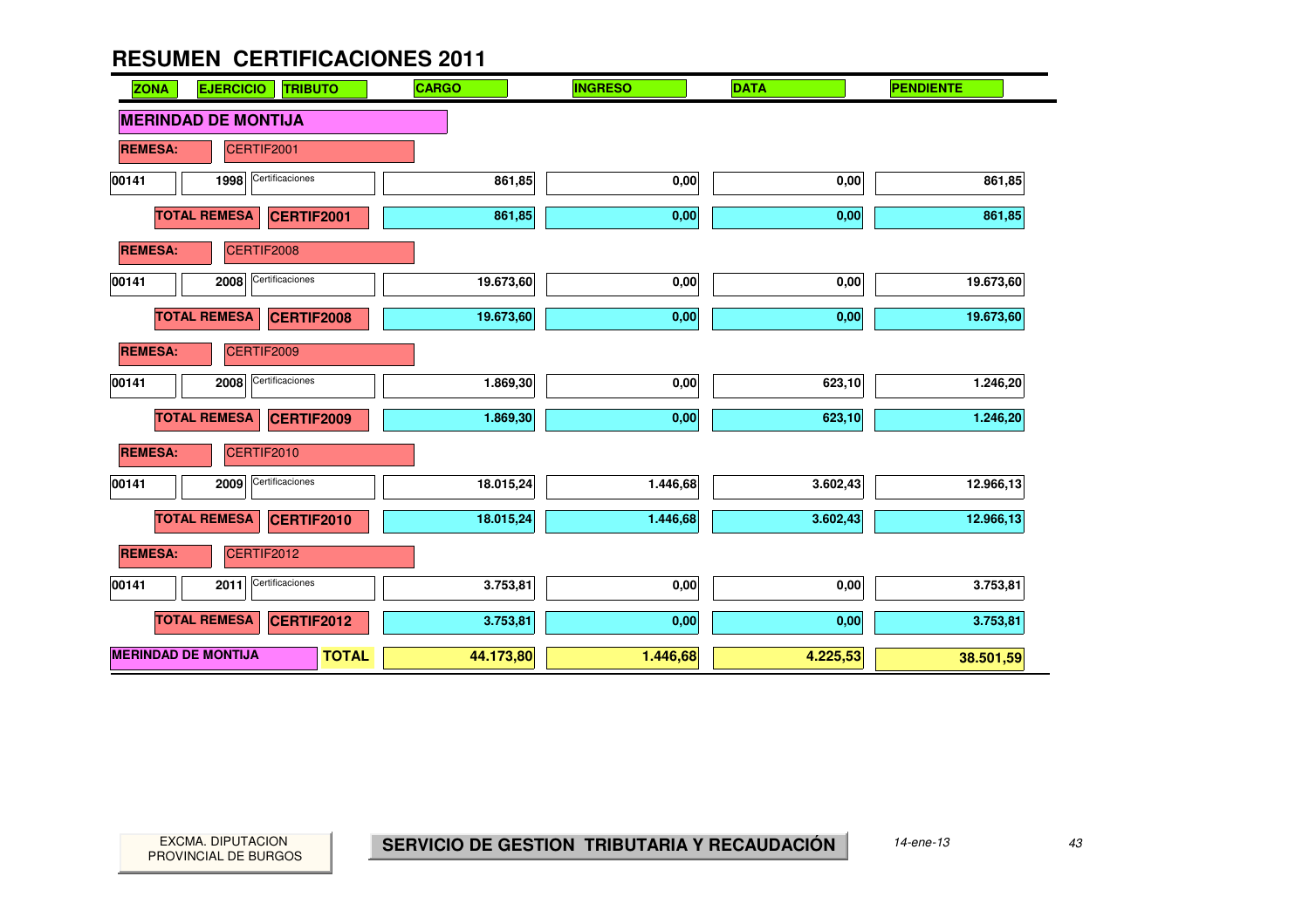# RESUMEN CERTIFICACIONES 2011

| ZONA | EJERCICIO | TRIBUTO | CARGO | INGRESO | DATA | PENDIENTE |
|---|---|---|---|---|---|---|
| **MERINDAD DE MONTIJA** | | | | | | |
| **REMESA:** | CERTIF2001 | | | | | |
| 00141 | 1998 | Certificaciones | 861,85 | 0,00 | 0,00 | 861,85 |
| | **TOTAL REMESA** | **CERTIF2001** | 861,85 | 0,00 | 0,00 | 861,85 |
| **REMESA:** | CERTIF2008 | | | | | |
| 00141 | 2008 | Certificaciones | 19.673,60 | 0,00 | 0,00 | 19.673,60 |
| | **TOTAL REMESA** | **CERTIF2008** | 19.673,60 | 0,00 | 0,00 | 19.673,60 |
| **REMESA:** | CERTIF2009 | | | | | |
| 00141 | 2008 | Certificaciones | 1.869,30 | 0,00 | 623,10 | 1.246,20 |
| | **TOTAL REMESA** | **CERTIF2009** | 1.869,30 | 0,00 | 623,10 | 1.246,20 |
| **REMESA:** | CERTIF2010 | | | | | |
| 00141 | 2009 | Certificaciones | 18.015,24 | 1.446,68 | 3.602,43 | 12.966,13 |
| | **TOTAL REMESA** | **CERTIF2010** | 18.015,24 | 1.446,68 | 3.602,43 | 12.966,13 |
| **REMESA:** | CERTIF2012 | | | | | |
| 00141 | 2011 | Certificaciones | 3.753,81 | 0,00 | 0,00 | 3.753,81 |
| | **TOTAL REMESA** | **CERTIF2012** | 3.753,81 | 0,00 | 0,00 | 3.753,81 |
| **MERINDAD DE MONTIJA** | | **TOTAL** | **44.173,80** | **1.446,68** | **4.225,53** | **38.501,59** |

EXCMA. DIPUTACION PROVINCIAL DE BURGOS

**SERVICIO DE GESTION TRIBUTARIA Y RECAUDACIÓN**

*14-ene-13*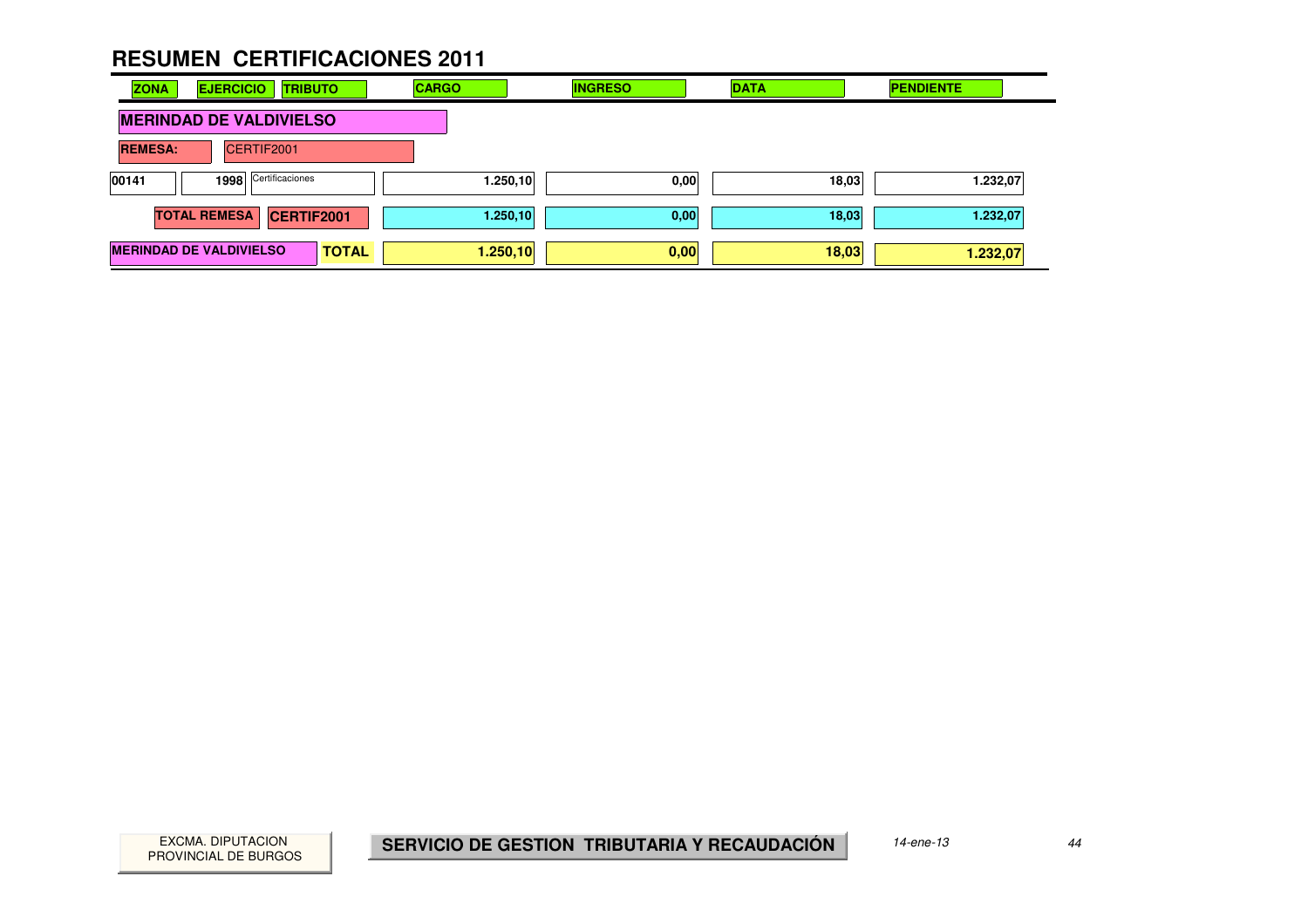# RESUMEN CERTIFICACIONES 2011

| ZONA | EJERCICIO | TRIBUTO | CARGO | INGRESO | DATA | PENDIENTE |
|---|---|---|---|---|---|---|
| **MERINDAD DE VALDIVIELSO** | | | | | | |
| **REMESA:** | CERTIF2001 | | | | | |
| 00141 | 1998 | Certificaciones | 1.250,10 | 0,00 | 18,03 | 1.232,07 |
| | **TOTAL REMESA** | **CERTIF2001** | **1.250,10** | **0,00** | **18,03** | **1.232,07** |
| **MERINDAD DE VALDIVIELSO** | | **TOTAL** | **1.250,10** | **0,00** | **18,03** | **1.232,07** |

EXCMA. DIPUTACION PROVINCIAL DE BURGOS

**SERVICIO DE GESTION TRIBUTARIA Y RECAUDACIÓN**

*14-ene-13*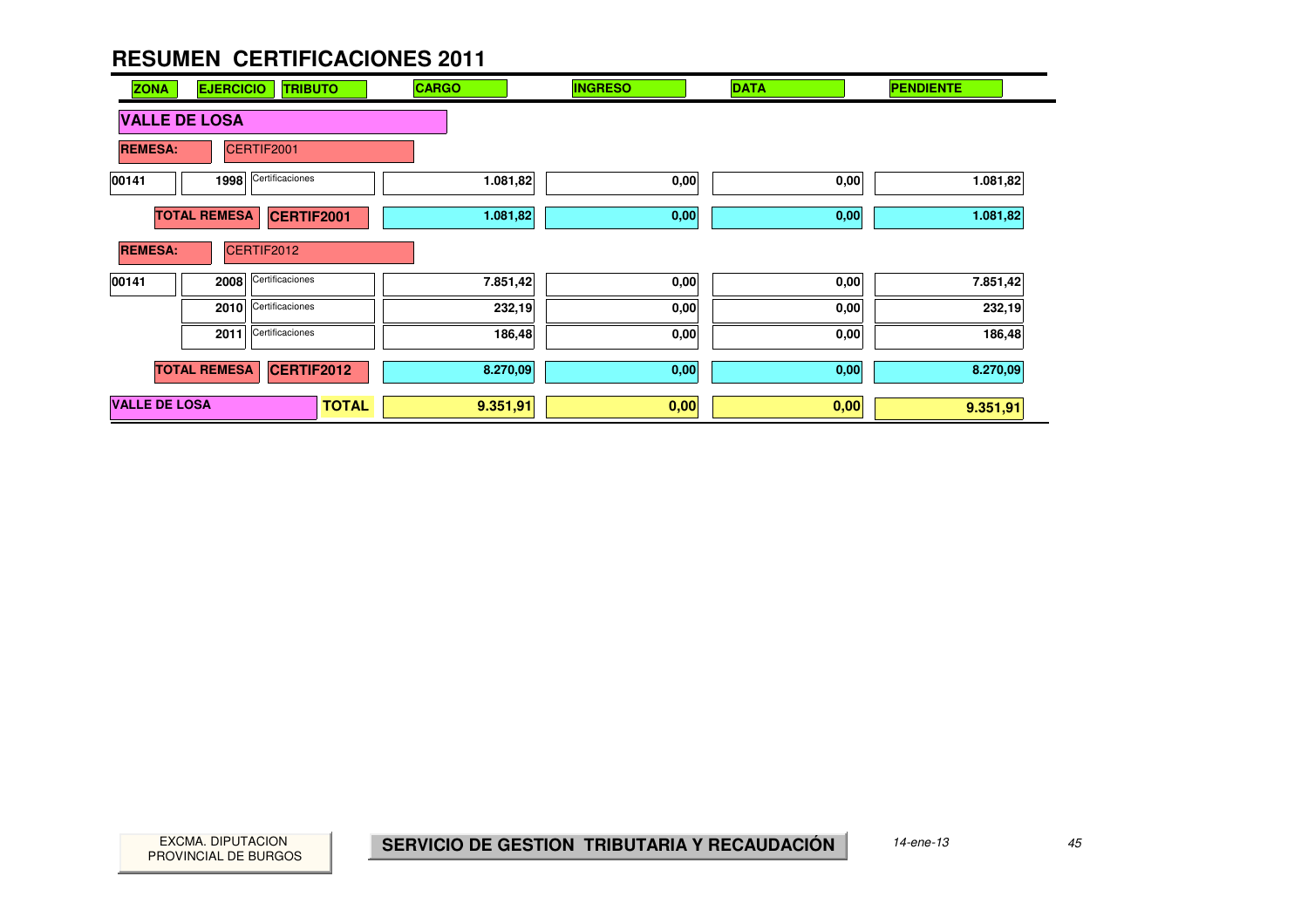# RESUMEN CERTIFICACIONES 2011

| ZONA | EJERCICIO | TRIBUTO | CARGO | INGRESO | DATA | PENDIENTE |
|---|---|---|---|---|---|---|
| **VALLE DE LOSA** | | | | | | |
| **REMESA:** | CERTIF2001 | | | | | |
| 00141 | 1998 | Certificaciones | 1.081,82 | 0,00 | 0,00 | 1.081,82 |
| | **TOTAL REMESA** | **CERTIF2001** | 1.081,82 | 0,00 | 0,00 | 1.081,82 |
| **REMESA:** | CERTIF2012 | | | | | |
| 00141 | 2008 | Certificaciones | 7.851,42 | 0,00 | 0,00 | 7.851,42 |
| | 2010 | Certificaciones | 232,19 | 0,00 | 0,00 | 232,19 |
| | 2011 | Certificaciones | 186,48 | 0,00 | 0,00 | 186,48 |
| | **TOTAL REMESA** | **CERTIF2012** | 8.270,09 | 0,00 | 0,00 | 8.270,09 |
| **VALLE DE LOSA** | | **TOTAL** | **9.351,91** | **0,00** | **0,00** | **9.351,91** |

EXCMA. DIPUTACION PROVINCIAL DE BURGOS

**SERVICIO DE GESTION TRIBUTARIA Y RECAUDACIÓN**

*14-ene-13*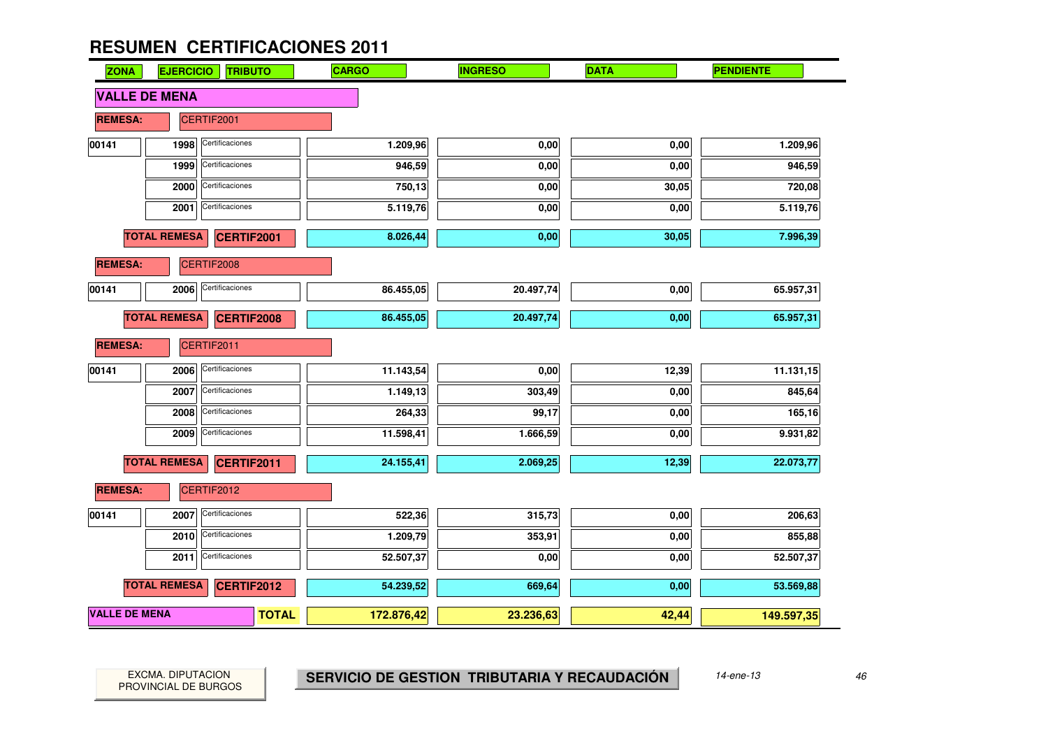# RESUMEN CERTIFICACIONES 2011

| ZONA | EJERCICIO | TRIBUTO | CARGO | INGRESO | DATA | PENDIENTE |
|---|---|---|---|---|---|---|
| **VALLE DE MENA** | | | | | | |
| **REMESA:** | CERTIF2001 | | | | | |
| 00141 | 1998 | Certificaciones | 1.209,96 | 0,00 | 0,00 | 1.209,96 |
| | 1999 | Certificaciones | 946,59 | 0,00 | 0,00 | 946,59 |
| | 2000 | Certificaciones | 750,13 | 0,00 | 30,05 | 720,08 |
| | 2001 | Certificaciones | 5.119,76 | 0,00 | 0,00 | 5.119,76 |
| **TOTAL REMESA** | | **CERTIF2001** | 8.026,44 | 0,00 | 30,05 | 7.996,39 |
| **REMESA:** | CERTIF2008 | | | | | |
| 00141 | 2006 | Certificaciones | 86.455,05 | 20.497,74 | 0,00 | 65.957,31 |
| **TOTAL REMESA** | | **CERTIF2008** | 86.455,05 | 20.497,74 | 0,00 | 65.957,31 |
| **REMESA:** | CERTIF2011 | | | | | |
| 00141 | 2006 | Certificaciones | 11.143,54 | 0,00 | 12,39 | 11.131,15 |
| | 2007 | Certificaciones | 1.149,13 | 303,49 | 0,00 | 845,64 |
| | 2008 | Certificaciones | 264,33 | 99,17 | 0,00 | 165,16 |
| | 2009 | Certificaciones | 11.598,41 | 1.666,59 | 0,00 | 9.931,82 |
| **TOTAL REMESA** | | **CERTIF2011** | 24.155,41 | 2.069,25 | 12,39 | 22.073,77 |
| **REMESA:** | CERTIF2012 | | | | | |
| 00141 | 2007 | Certificaciones | 522,36 | 315,73 | 0,00 | 206,63 |
| | 2010 | Certificaciones | 1.209,79 | 353,91 | 0,00 | 855,88 |
| | 2011 | Certificaciones | 52.507,37 | 0,00 | 0,00 | 52.507,37 |
| **TOTAL REMESA** | | **CERTIF2012** | 54.239,52 | 669,64 | 0,00 | 53.569,88 |
| **VALLE DE MENA** | | **TOTAL** | **172.876,42** | **23.236,63** | **42,44** | **149.597,35** |

EXCMA. DIPUTACION PROVINCIAL DE BURGOS

**SERVICIO DE GESTION TRIBUTARIA Y RECAUDACIÓN**

*14-ene-13*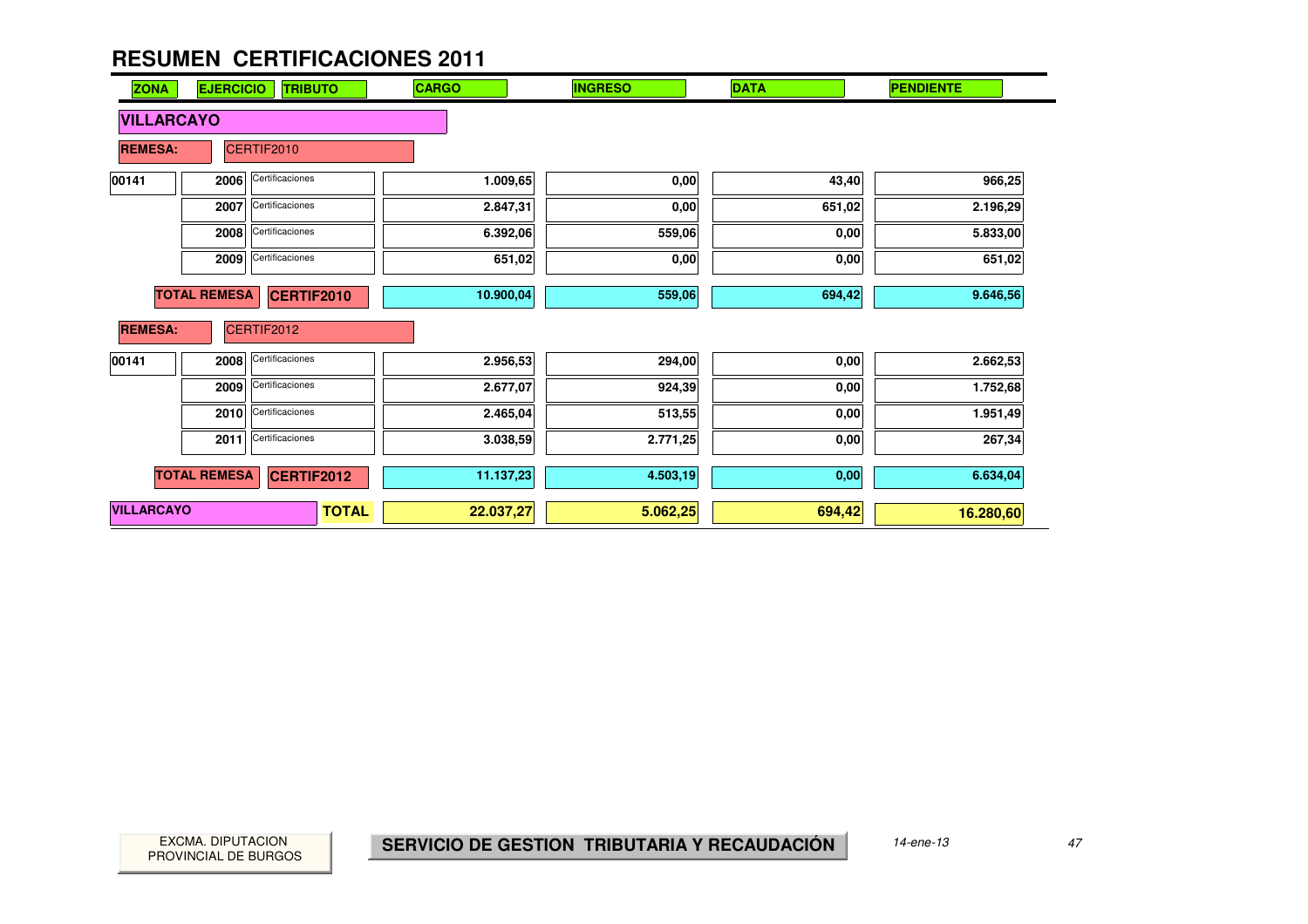# RESUMEN CERTIFICACIONES 2011

| ZONA | EJERCICIO | TRIBUTO | CARGO | INGRESO | DATA | PENDIENTE |
|---|---|---|---|---|---|---|
| **VILLARCAYO** | | | | | | |
| **REMESA:** | CERTIF2010 | | | | | |
| 00141 | 2006 | Certificaciones | 1.009,65 | 0,00 | 43,40 | 966,25 |
| | 2007 | Certificaciones | 2.847,31 | 0,00 | 651,02 | 2.196,29 |
| | 2008 | Certificaciones | 6.392,06 | 559,06 | 0,00 | 5.833,00 |
| | 2009 | Certificaciones | 651,02 | 0,00 | 0,00 | 651,02 |
| **TOTAL REMESA** | | **CERTIF2010** | **10.900,04** | **559,06** | **694,42** | **9.646,56** |
| **REMESA:** | CERTIF2012 | | | | | |
| 00141 | 2008 | Certificaciones | 2.956,53 | 294,00 | 0,00 | 2.662,53 |
| | 2009 | Certificaciones | 2.677,07 | 924,39 | 0,00 | 1.752,68 |
| | 2010 | Certificaciones | 2.465,04 | 513,55 | 0,00 | 1.951,49 |
| | 2011 | Certificaciones | 3.038,59 | 2.771,25 | 0,00 | 267,34 |
| **TOTAL REMESA** | | **CERTIF2012** | **11.137,23** | **4.503,19** | **0,00** | **6.634,04** |
| **VILLARCAYO** | | **TOTAL** | **22.037,27** | **5.062,25** | **694,42** | **16.280,60** |

EXCMA. DIPUTACION PROVINCIAL DE BURGOS

**SERVICIO DE GESTION TRIBUTARIA Y RECAUDACIÓN**

*14-ene-13*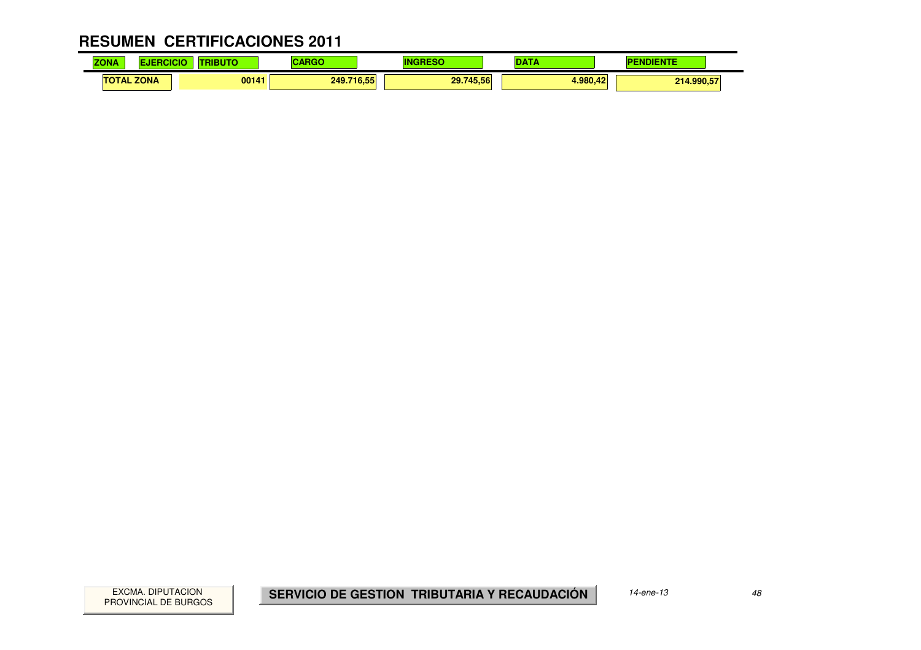# RESUMEN CERTIFICACIONES 2011

| ZONA | EJERCICIO | TRIBUTO | CARGO | INGRESO | DATA | PENDIENTE |
|---|---|---|---|---|---|---|
| TOTAL ZONA | | 00141 | 249.716,55 | 29.745,56 | 4.980,42 | 214.990,57 |

EXCMA. DIPUTACION PROVINCIAL DE BURGOS

**SERVICIO DE GESTION TRIBUTARIA Y RECAUDACIÓN**

*14-ene-13*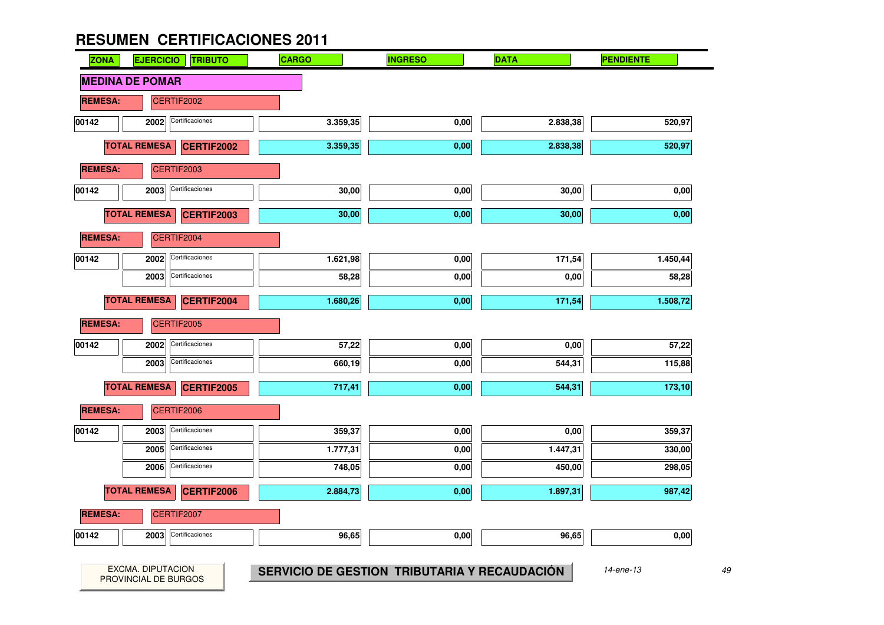# RESUMEN CERTIFICACIONES 2011

| ZONA | EJERCICIO | TRIBUTO | CARGO | INGRESO | DATA | PENDIENTE |
|---|---|---|---|---|---|---|
| **MEDINA DE POMAR** | | | | | | |
| **REMESA:** | CERTIF2002 | | | | | |
| 00142 | 2002 | Certificaciones | 3.359,35 | 0,00 | 2.838,38 | 520,97 |
| **TOTAL REMESA** | **CERTIF2002** | | 3.359,35 | 0,00 | 2.838,38 | 520,97 |
| **REMESA:** | CERTIF2003 | | | | | |
| 00142 | 2003 | Certificaciones | 30,00 | 0,00 | 30,00 | 0,00 |
| **TOTAL REMESA** | **CERTIF2003** | | 30,00 | 0,00 | 30,00 | 0,00 |
| **REMESA:** | CERTIF2004 | | | | | |
| 00142 | 2002 | Certificaciones | 1.621,98 | 0,00 | 171,54 | 1.450,44 |
| | 2003 | Certificaciones | 58,28 | 0,00 | 0,00 | 58,28 |
| **TOTAL REMESA** | **CERTIF2004** | | 1.680,26 | 0,00 | 171,54 | 1.508,72 |
| **REMESA:** | CERTIF2005 | | | | | |
| 00142 | 2002 | Certificaciones | 57,22 | 0,00 | 0,00 | 57,22 |
| | 2003 | Certificaciones | 660,19 | 0,00 | 544,31 | 115,88 |
| **TOTAL REMESA** | **CERTIF2005** | | 717,41 | 0,00 | 544,31 | 173,10 |
| **REMESA:** | CERTIF2006 | | | | | |
| 00142 | 2003 | Certificaciones | 359,37 | 0,00 | 0,00 | 359,37 |
| | 2005 | Certificaciones | 1.777,31 | 0,00 | 1.447,31 | 330,00 |
| | 2006 | Certificaciones | 748,05 | 0,00 | 450,00 | 298,05 |
| **TOTAL REMESA** | **CERTIF2006** | | 2.884,73 | 0,00 | 1.897,31 | 987,42 |
| **REMESA:** | CERTIF2007 | | | | | |
| 00142 | 2003 | Certificaciones | 96,65 | 0,00 | 96,65 | 0,00 |

EXCMA. DIPUTACION PROVINCIAL DE BURGOS

**SERVICIO DE GESTION TRIBUTARIA Y RECAUDACIÓN**

*14-ene-13*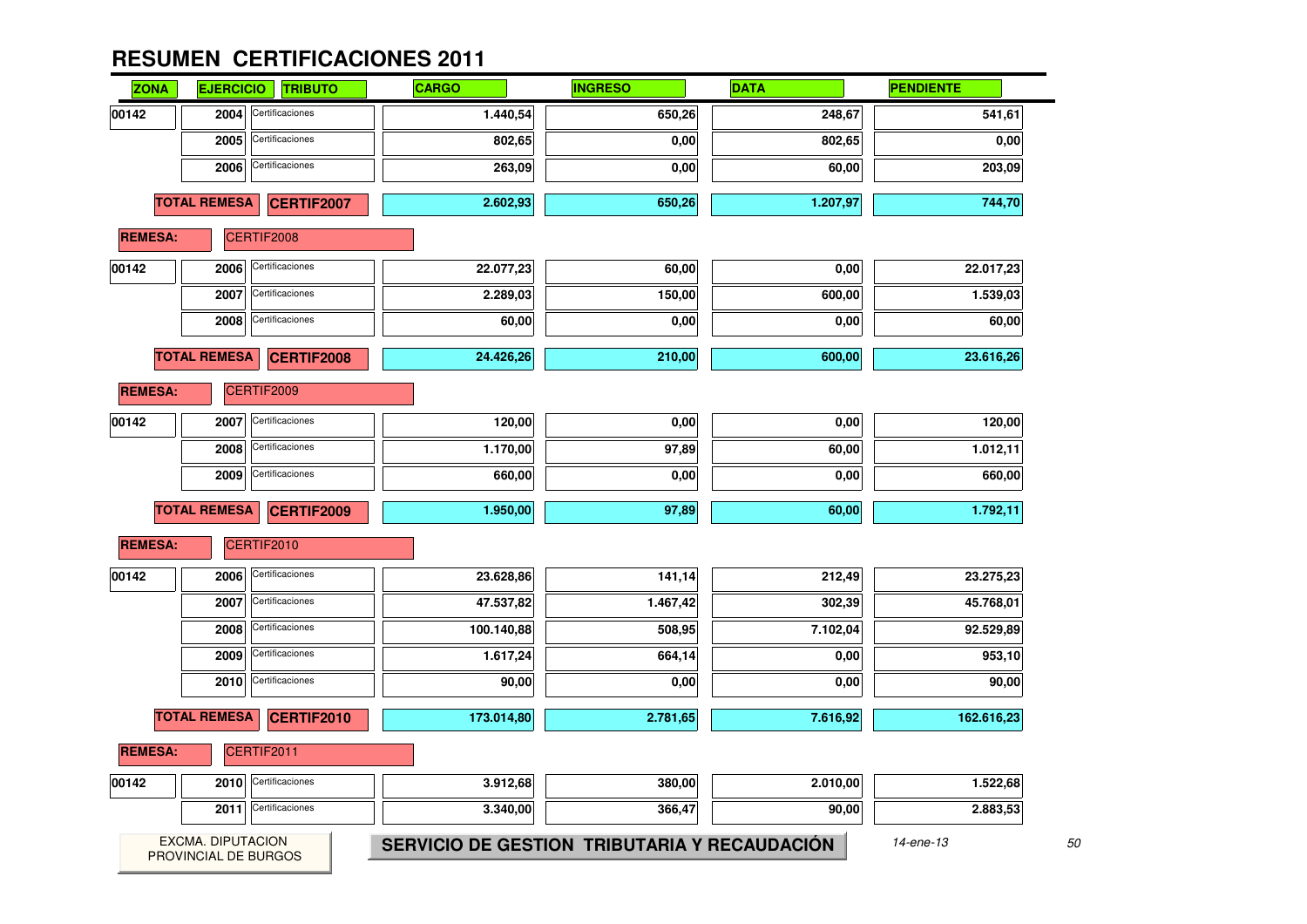# RESUMEN CERTIFICACIONES 2011

| ZONA | EJERCICIO | TRIBUTO | CARGO | INGRESO | DATA | PENDIENTE |
|---|---|---|---|---|---|---|
| 00142 | 2004 | Certificaciones | 1.440,54 | 650,26 | 248,67 | 541,61 |
| | 2005 | Certificaciones | 802,65 | 0,00 | 802,65 | 0,00 |
| | 2006 | Certificaciones | 263,09 | 0,00 | 60,00 | 203,09 |
| **TOTAL REMESA** | **CERTIF2007** | | **2.602,93** | **650,26** | **1.207,97** | **744,70** |
| **REMESA:** | CERTIF2008 | | | | | |
| 00142 | 2006 | Certificaciones | 22.077,23 | 60,00 | 0,00 | 22.017,23 |
| | 2007 | Certificaciones | 2.289,03 | 150,00 | 600,00 | 1.539,03 |
| | 2008 | Certificaciones | 60,00 | 0,00 | 0,00 | 60,00 |
| **TOTAL REMESA** | **CERTIF2008** | | **24.426,26** | **210,00** | **600,00** | **23.616,26** |
| **REMESA:** | CERTIF2009 | | | | | |
| 00142 | 2007 | Certificaciones | 120,00 | 0,00 | 0,00 | 120,00 |
| | 2008 | Certificaciones | 1.170,00 | 97,89 | 60,00 | 1.012,11 |
| | 2009 | Certificaciones | 660,00 | 0,00 | 0,00 | 660,00 |
| **TOTAL REMESA** | **CERTIF2009** | | **1.950,00** | **97,89** | **60,00** | **1.792,11** |
| **REMESA:** | CERTIF2010 | | | | | |
| 00142 | 2006 | Certificaciones | 23.628,86 | 141,14 | 212,49 | 23.275,23 |
| | 2007 | Certificaciones | 47.537,82 | 1.467,42 | 302,39 | 45.768,01 |
| | 2008 | Certificaciones | 100.140,88 | 508,95 | 7.102,04 | 92.529,89 |
| | 2009 | Certificaciones | 1.617,24 | 664,14 | 0,00 | 953,10 |
| | 2010 | Certificaciones | 90,00 | 0,00 | 0,00 | 90,00 |
| **TOTAL REMESA** | **CERTIF2010** | | **173.014,80** | **2.781,65** | **7.616,92** | **162.616,23** |
| **REMESA:** | CERTIF2011 | | | | | |
| 00142 | 2010 | Certificaciones | 3.912,68 | 380,00 | 2.010,00 | 1.522,68 |
| | 2011 | Certificaciones | 3.340,00 | 366,47 | 90,00 | 2.883,53 |

EXCMA. DIPUTACION PROVINCIAL DE BURGOS

**SERVICIO DE GESTION TRIBUTARIA Y RECAUDACIÓN**

*14-ene-13*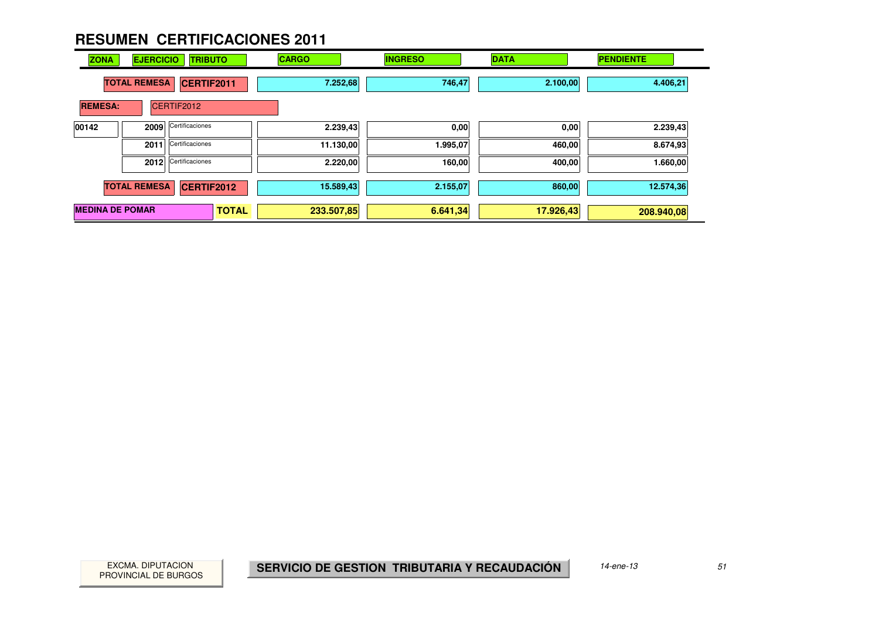# RESUMEN CERTIFICACIONES 2011

| ZONA | EJERCICIO | TRIBUTO | CARGO | INGRESO | DATA | PENDIENTE |
|---|---|---|---|---|---|---|
| TOTAL REMESA | | CERTIF2011 | 7.252,68 | 746,47 | 2.100,00 | 4.406,21 |
| REMESA: | | CERTIF2012 | | | | |
| 00142 | 2009 | Certificaciones | 2.239,43 | 0,00 | 0,00 | 2.239,43 |
| | 2011 | Certificaciones | 11.130,00 | 1.995,07 | 460,00 | 8.674,93 |
| | 2012 | Certificaciones | 2.220,00 | 160,00 | 400,00 | 1.660,00 |
| TOTAL REMESA | | CERTIF2012 | 15.589,43 | 2.155,07 | 860,00 | 12.574,36 |
| MEDINA DE POMAR | | TOTAL | 233.507,85 | 6.641,34 | 17.926,43 | 208.940,08 |

EXCMA. DIPUTACION PROVINCIAL DE BURGOS

SERVICIO DE GESTION TRIBUTARIA Y RECAUDACIÓN

*14-ene-13*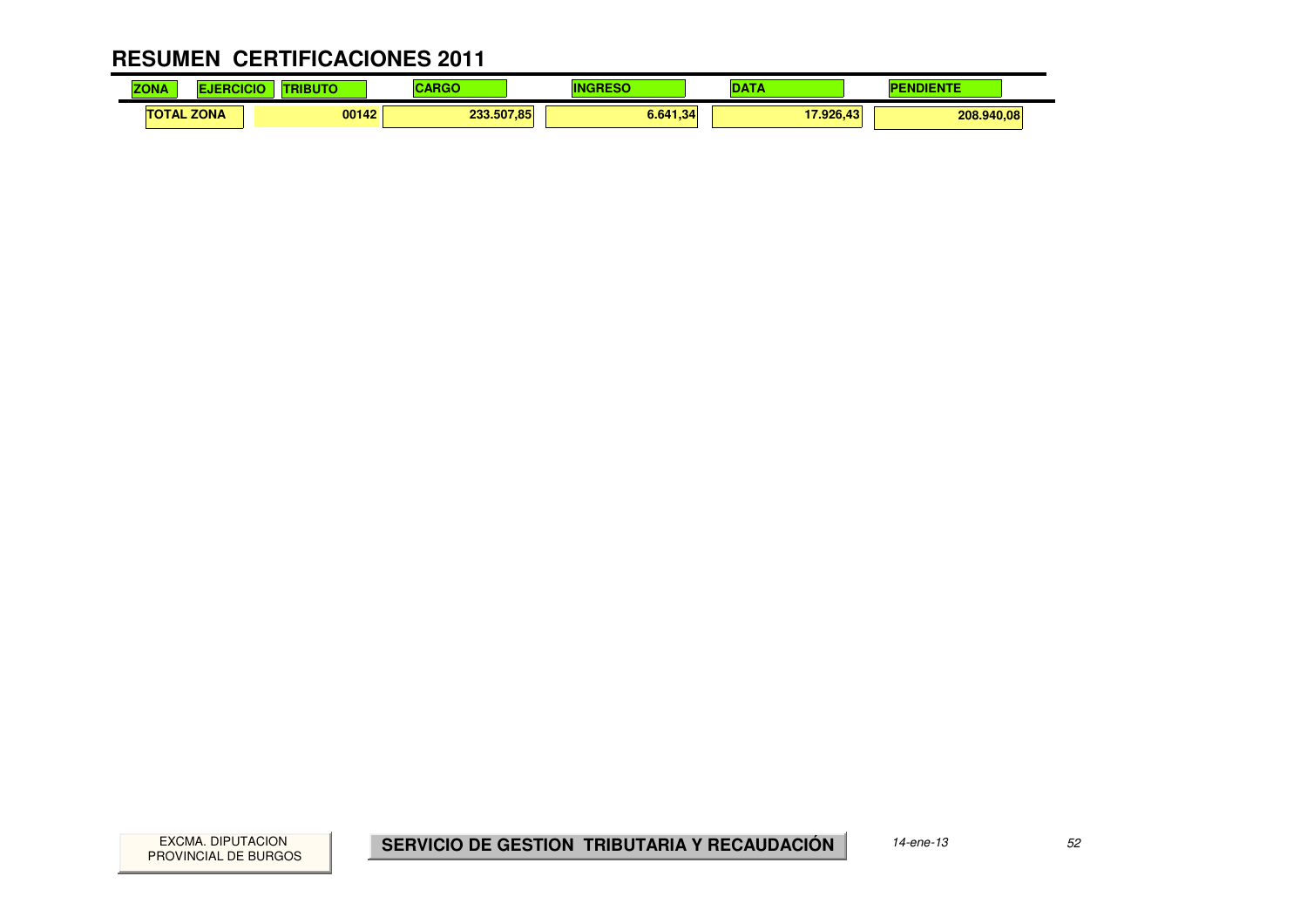# RESUMEN CERTIFICACIONES 2011

| ZONA | EJERCICIO | TRIBUTO | CARGO | INGRESO | DATA | PENDIENTE |
|---|---|---|---|---|---|---|
| TOTAL ZONA | | 00142 | 233.507,85 | 6.641,34 | 17.926,43 | 208.940,08 |

EXCMA. DIPUTACION PROVINCIAL DE BURGOS

**SERVICIO DE GESTION TRIBUTARIA Y RECAUDACIÓN**

*14-ene-13*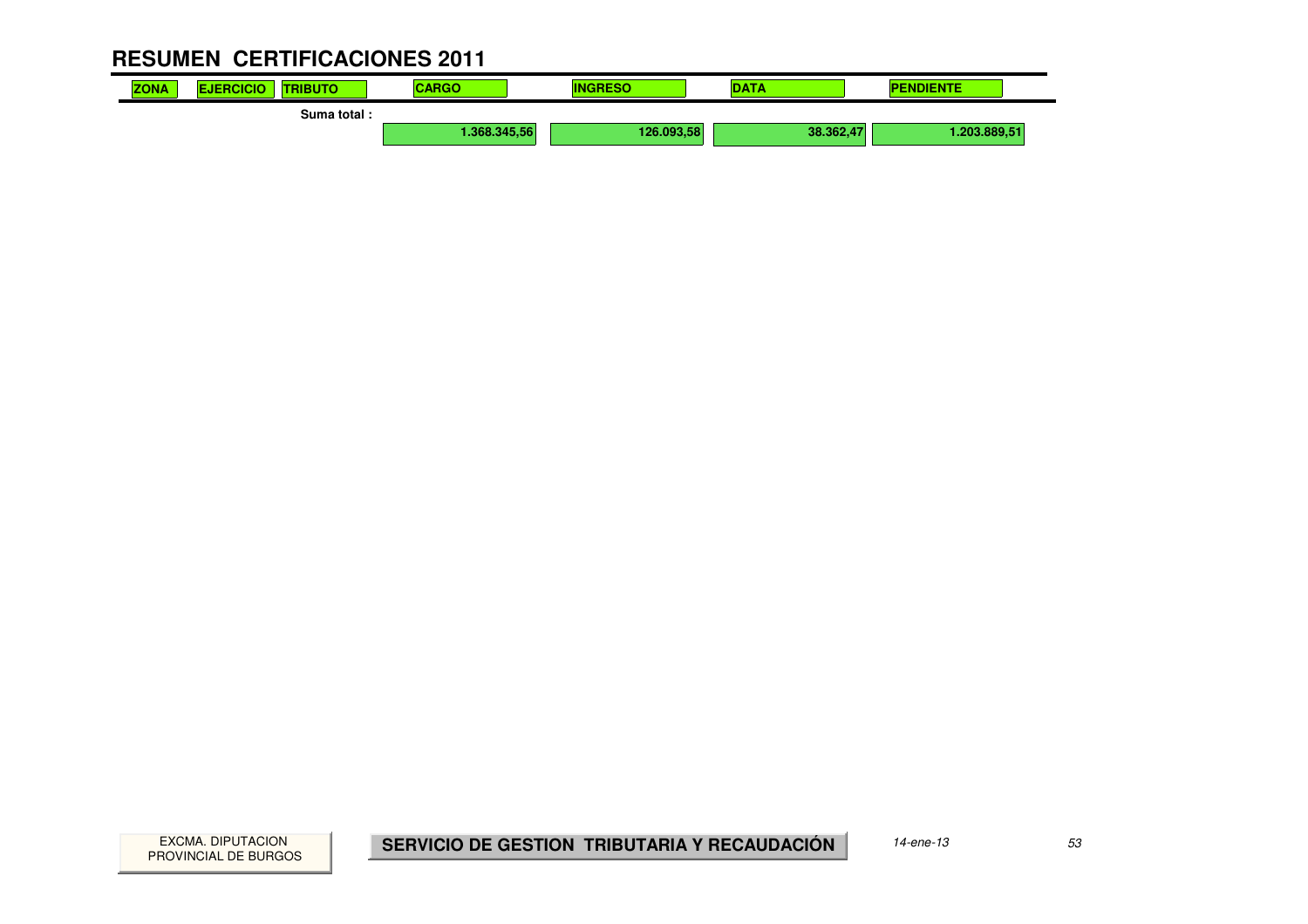# RESUMEN CERTIFICACIONES 2011

| ZONA | EJERCICIO | TRIBUTO | CARGO | INGRESO | DATA | PENDIENTE |
|---|---|---|---|---|---|---|
| | | Suma total : | 1.368.345,56 | 126.093,58 | 38.362,47 | 1.203.889,51 |

EXCMA. DIPUTACION PROVINCIAL DE BURGOS

**SERVICIO DE GESTION TRIBUTARIA Y RECAUDACIÓN**

*14-ene-13*